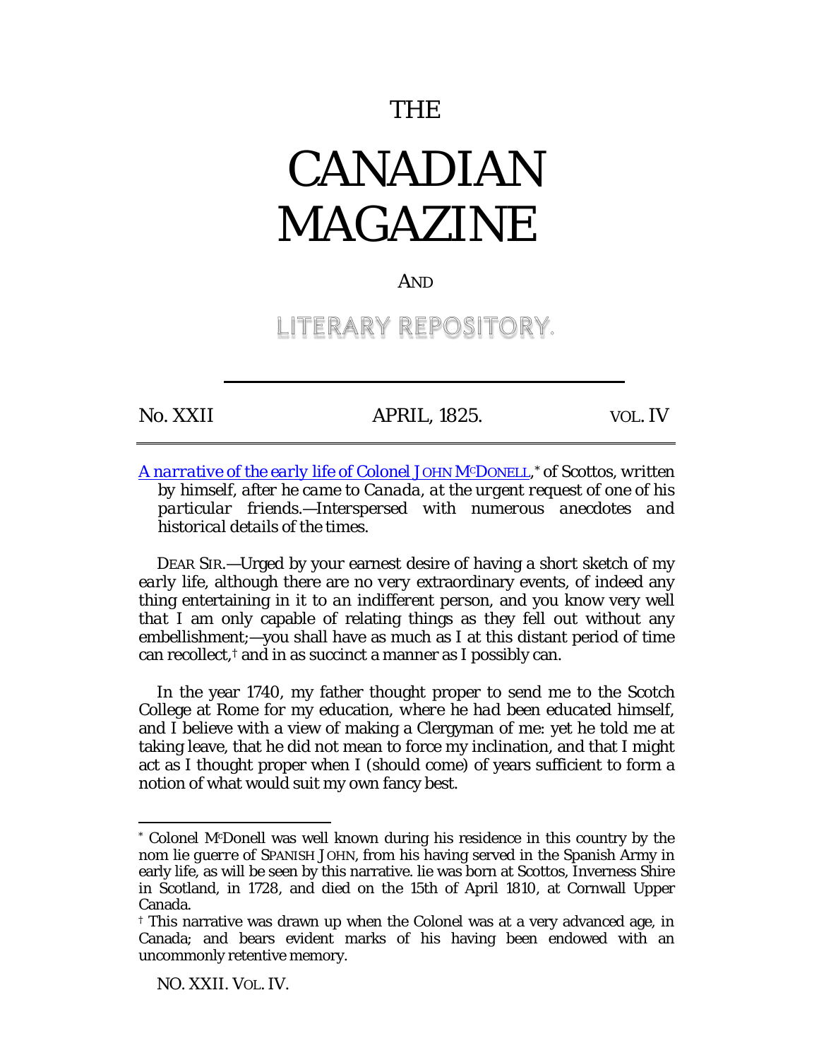# THE

# CANADIAN MAGAZINE

AND

## LITERARY REPOSITORY.

---

No. XXII | APRIL, 1825. | VOL. IV

---

*A narrative of the early life of Colonel* JOHN McDONELL,* of Scottos, *written by himself, after he came to Canada, at the urgent request of one of his particular friends.—Interspersed with numerous anecdotes and historical details of the times.*

DEAR SIR.—Urged by your earnest desire of having a short sketch of my early life, although there are no very extraordinary events, of indeed any thing entertaining in it to an indifferent person, and you know very well that I am only capable of relating things as they fell out without any embellishment;—you shall have as much as I at this distant period of time can recollect,† and in as succinct a manner as I possibly can.

In the year 1740, my father thought proper to send me to the Scotch College at Rome for my education, where he had been educated himself, and I believe with a view of making a Clergyman of me: yet he told me at taking leave, that he did not mean to force my inclination, and that I might act as I thought proper when I (should come) of years sufficient to form a notion of what would suit my own fancy best.

---

* Colonel McDonell was well known during his residence in this country by the nom lie guerre of SPANISH JOHN, from his having served in the Spanish Army in early life, as will be seen by this narrative. lie was born at Scottos, Inverness Shire in Scotland, in 1728, and died on the 15th of April 1810, at Cornwall Upper Canada.

† This narrative was drawn up when the Colonel was at a very advanced age, in Canada; and bears evident marks of his having been endowed with an uncommonly retentive memory.

NO. XXII. VOL. IV.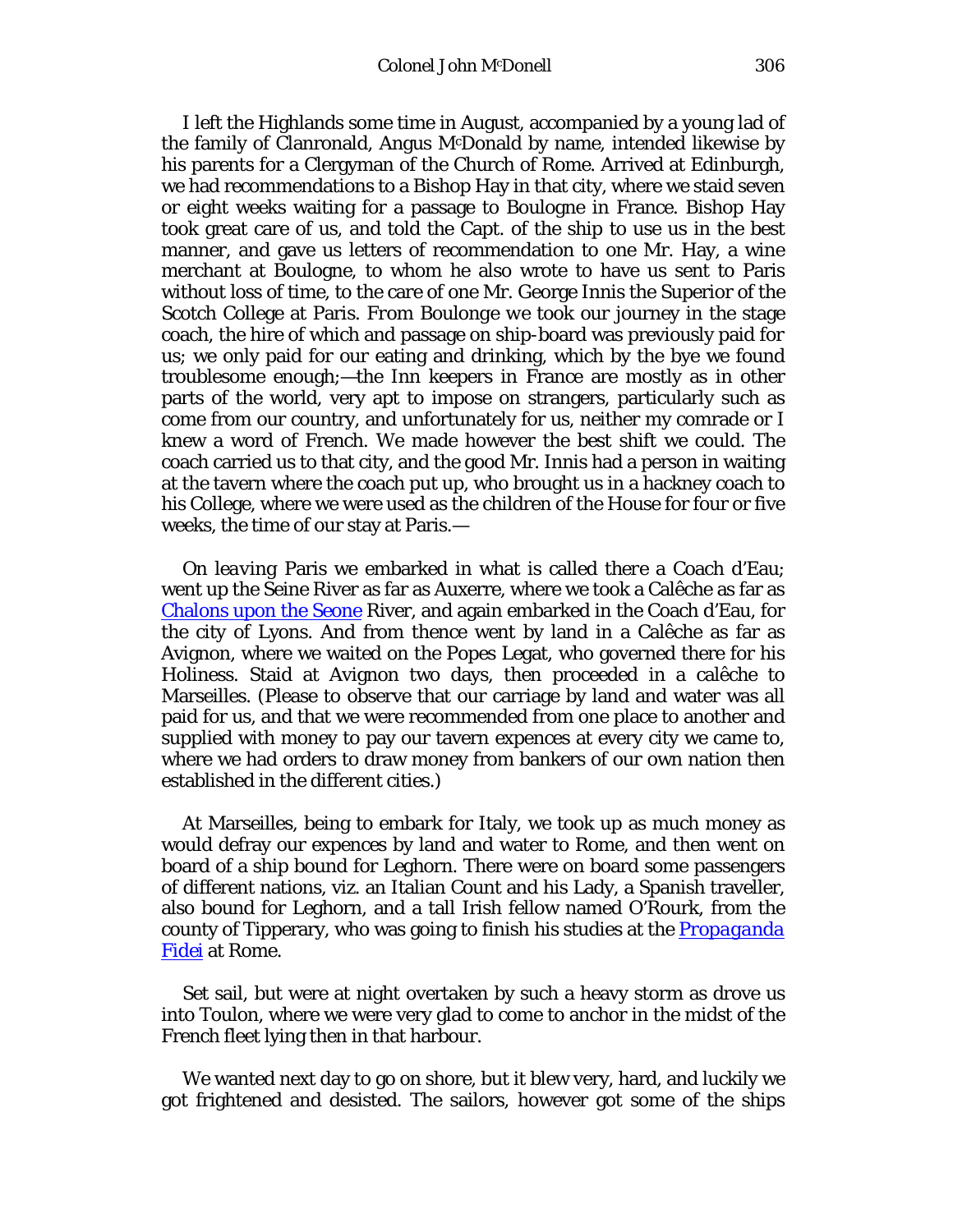I left the Highlands some time in August, accompanied by a young lad of the family of Clanronald, Angus McDonald by name, intended likewise by his parents for a Clergyman of the Church of Rome. Arrived at Edinburgh, we had recommendations to a Bishop Hay in that city, where we staid seven or eight weeks waiting for a passage to Boulogne in France. Bishop Hay took great care of us, and told the Capt. of the ship to use us in the best manner, and gave us letters of recommendation to one Mr. Hay, a wine merchant at Boulogne, to whom he also wrote to have us sent to Paris without loss of time, to the care of one Mr. George Innis the Superior of the Scotch College at Paris. From Boulonge we took our journey in the stage coach, the hire of which and passage on ship-board was previously paid for us; we only paid for our eating and drinking, which by the bye we found troublesome enough;—the Inn keepers in France are mostly as in other parts of the world, very apt to impose on strangers, particularly such as come from our country, and unfortunately for us, neither my comrade or I knew a word of French. We made however the best shift we could. The coach carried us to that city, and the good Mr. Innis had a person in waiting at the tavern where the coach put up, who brought us in a hackney coach to his College, where we were used as the children of the House for four or five weeks, the time of our stay at Paris.—

On leaving Paris we embarked in what is called there a Coach d'Eau; went up the Seine River as far as Auxerre, where we took a Calêche as far as Chalons upon the Seone River, and again embarked in the Coach d'Eau, for the city of Lyons. And from thence went by land in a Calêche as far as Avignon, where we waited on the Popes Legat, who governed there for his Holiness. Staid at Avignon two days, then proceeded in a calêche to Marseilles. (Please to observe that our carriage by land and water was all paid for us, and that we were recommended from one place to another and supplied with money to pay our tavern expences at every city we came to, where we had orders to draw money from bankers of our own nation then established in the different cities.)

At Marseilles, being to embark for Italy, we took up as much money as would defray our expences by land and water to Rome, and then went on board of a ship bound for Leghorn. There were on board some passengers of different nations, viz. an Italian Count and his Lady, a Spanish traveller, also bound for Leghorn, and a tall Irish fellow named O'Rourk, from the county of Tipperary, who was going to finish his studies at the *Propaganda Fidei* at Rome.

Set sail, but were at night overtaken by such a heavy storm as drove us into Toulon, where we were very glad to come to anchor in the midst of the French fleet lying then in that harbour.

We wanted next day to go on shore, but it blew very, hard, and luckily we got frightened and desisted. The sailors, however got some of the ships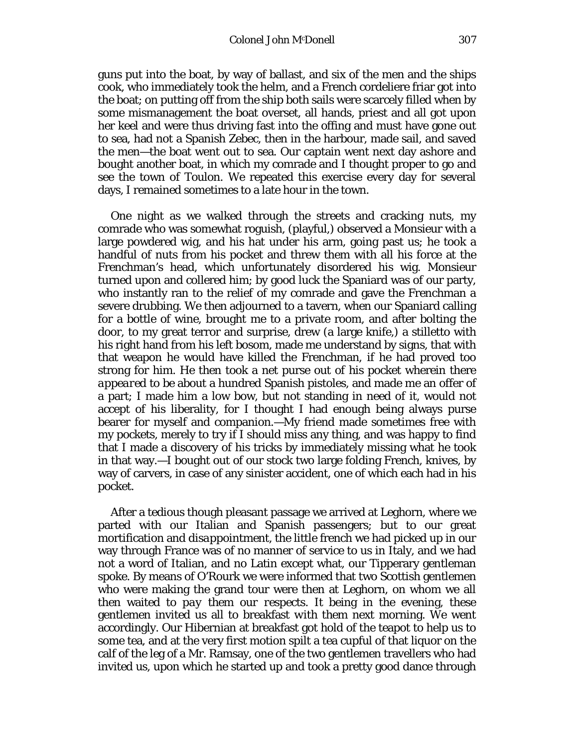guns put into the boat, by way of ballast, and six of the men and the ships cook, who immediately took the helm, and a French cordeliere friar got into the boat; on putting off from the ship both sails were scarcely filled when by some mismanagement the boat overset, all hands, priest and all got upon her keel and were thus driving fast into the offing and must have gone out to sea, had not a Spanish Zebec, then in the harbour, made sail, and saved the men—the boat went out to sea. Our captain went next day ashore and bought another boat, in which my comrade and I thought proper to go and see the town of Toulon. We repeated this exercise every day for several days, I remained sometimes to a late hour in the town.

One night as we walked through the streets and cracking nuts, my comrade who was somewhat roguish, (playful,) observed a Monsieur with a large powdered wig, and his hat under his arm, going past us; he took a handful of nuts from his pocket and threw them with all his force at the Frenchman's head, which unfortunately disordered his wig. Monsieur turned upon and collered him; by good luck the Spaniard was of our party, who instantly ran to the relief of my comrade and gave the Frenchman a severe drubbing. We then adjourned to a tavern, when our Spaniard calling for a bottle of wine, brought me to a private room, and after bolting the door, to my great terror and surprise, drew (a large knife,) a stilletto with his right hand from his left bosom, made me understand by signs, that with that weapon he would have killed the Frenchman, if he had proved too strong for him. He then took a net purse out of his pocket wherein there appeared to be about a hundred Spanish pistoles, and made me an offer of a part; I made him a low bow, but not standing in need of it, would not accept of his liberality, for I thought I had enough being always purse bearer for myself and companion.—My friend made sometimes free with my pockets, merely to try if I should miss any thing, and was happy to find that I made a discovery of his tricks by immediately missing what he took in that way.—I bought out of our stock two large folding French, knives, by way of carvers, in case of any sinister accident, one of which each had in his pocket.

After a tedious though pleasant passage we arrived at Leghorn, where we parted with our Italian and Spanish passengers; but to our great mortification and disappointment, the little french we had picked up in our way through France was of no manner of service to us in Italy, and we had not a word of Italian, and no Latin except what, our Tipperary gentleman spoke. By means of O'Rourk we were informed that two Scottish gentlemen who were making the grand tour were then at Leghorn, on whom we all then waited to pay them our respects. It being in the evening, these gentlemen invited us all to breakfast with them next morning. We went accordingly. Our Hibernian at breakfast got hold of the teapot to help us to some tea, and at the very first motion spilt a tea cupful of that liquor on the calf of the leg of a Mr. Ramsay, one of the two gentlemen travellers who had invited us, upon which he started up and took a pretty good dance through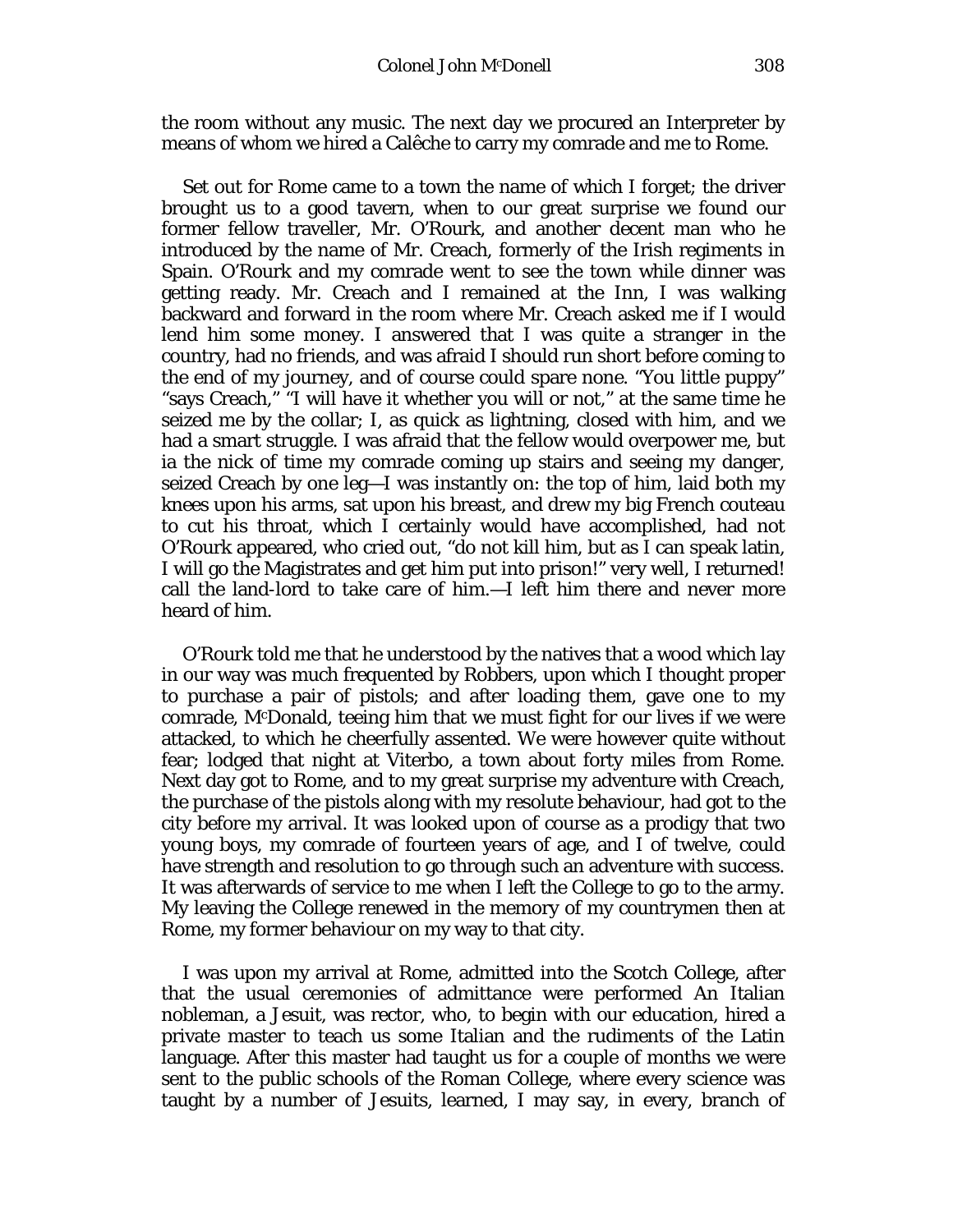the room without any music. The next day we procured an Interpreter by means of whom we hired a Calêche to carry my comrade and me to Rome.

Set out for Rome came to a town the name of which I forget; the driver brought us to a good tavern, when to our great surprise we found our former fellow traveller, Mr. O'Rourk, and another decent man who he introduced by the name of Mr. Creach, formerly of the Irish regiments in Spain. O'Rourk and my comrade went to see the town while dinner was getting ready. Mr. Creach and I remained at the Inn, I was walking backward and forward in the room where Mr. Creach asked me if I would lend him some money. I answered that I was quite a stranger in the country, had no friends, and was afraid I should run short before coming to the end of my journey, and of course could spare none. "You little puppy" "says Creach," "I will have it whether you will or not," at the same time he seized me by the collar; I, as quick as lightning, closed with him, and we had a smart struggle. I was afraid that the fellow would overpower me, but ia the nick of time my comrade coming up stairs and seeing my danger, seized Creach by one leg—I was instantly on: the top of him, laid both my knees upon his arms, sat upon his breast, and drew my big French couteau to cut his throat, which I certainly would have accomplished, had not O'Rourk appeared, who cried out, "do not kill him, but as I can speak latin, I will go the Magistrates and get him put into prison!" very well, I returned! call the land-lord to take care of him.—I left him there and never more heard of him.

O'Rourk told me that he understood by the natives that a wood which lay in our way was much frequented by Robbers, upon which I thought proper to purchase a pair of pistols; and after loading them, gave one to my comrade, M^c^Donald, teeing him that we must fight for our lives if we were attacked, to which he cheerfully assented. We were however quite without fear; lodged that night at Viterbo, a town about forty miles from Rome. Next day got to Rome, and to my great surprise my adventure with Creach, the purchase of the pistols along with my resolute behaviour, had got to the city before my arrival. It was looked upon of course as a prodigy that two young boys, my comrade of fourteen years of age, and I of twelve, could have strength and resolution to go through such an adventure with success. It was afterwards of service to me when I left the College to go to the army. My leaving the College renewed in the memory of my countrymen then at Rome, my former behaviour on my way to that city.

I was upon my arrival at Rome, admitted into the Scotch College, after that the usual ceremonies of admittance were performed An Italian nobleman, a Jesuit, was rector, who, to begin with our education, hired a private master to teach us some Italian and the rudiments of the Latin language. After this master had taught us for a couple of months we were sent to the public schools of the Roman College, where every science was taught by a number of Jesuits, learned, I may say, in every, branch of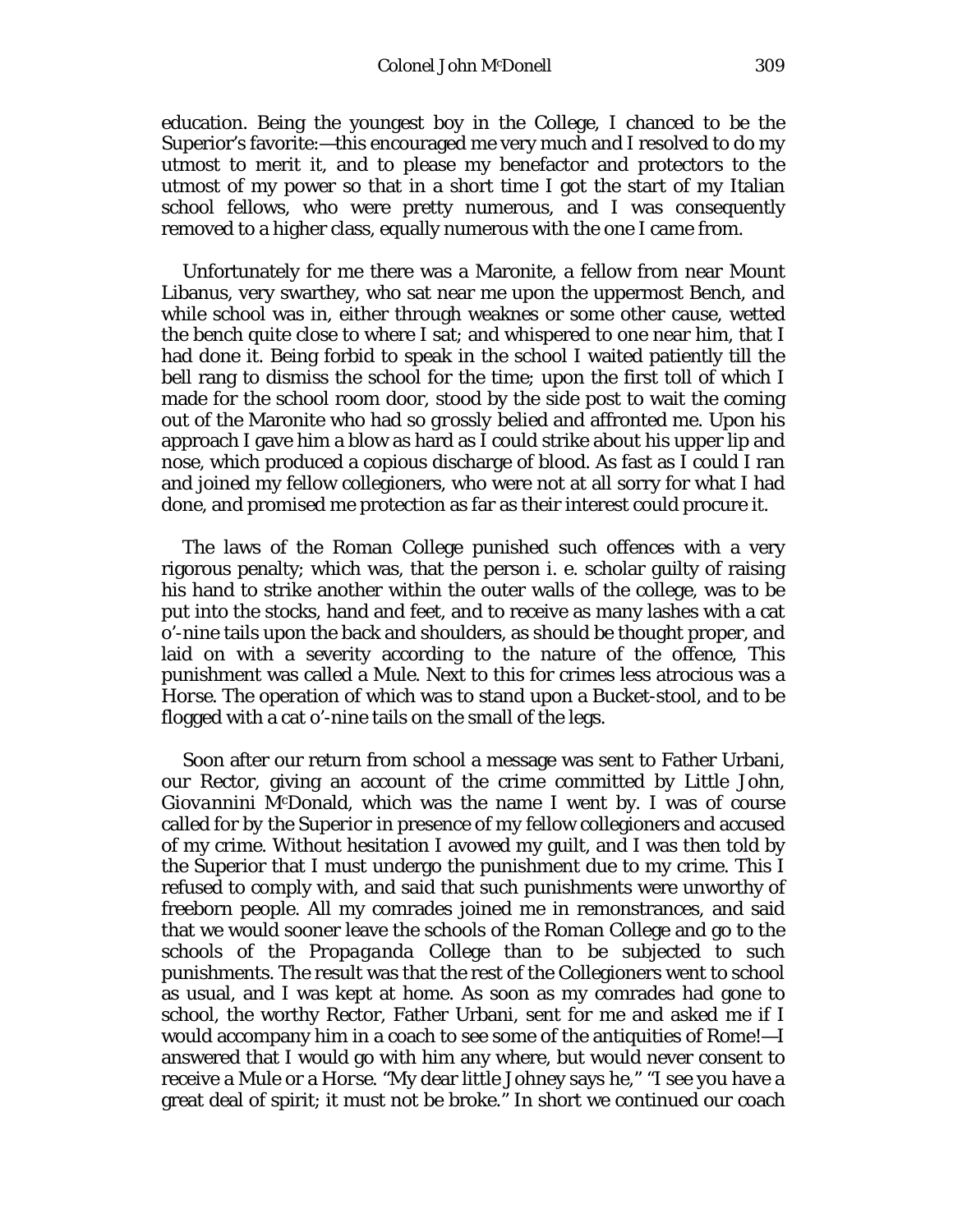education. Being the youngest boy in the College, I chanced to be the Superior's favorite:—this encouraged me very much and I resolved to do my utmost to merit it, and to please my benefactor and protectors to the utmost of my power so that in a short time I got the start of my Italian school fellows, who were pretty numerous, and I was consequently removed to a higher class, equally numerous with the one I came from.

Unfortunately for me there was a Maronite, a fellow from near Mount Libanus, very swarthey, who sat near me upon the uppermost Bench, and while school was in, either through weaknes or some other cause, wetted the bench quite close to where I sat; and whispered to one near him, that I had done it. Being forbid to speak in the school I waited patiently till the bell rang to dismiss the school for the time; upon the first toll of which I made for the school room door, stood by the side post to wait the coming out of the Maronite who had so grossly belied and affronted me. Upon his approach I gave him a blow as hard as I could strike about his upper lip and nose, which produced a copious discharge of blood. As fast as I could I ran and joined my fellow collegioners, who were not at all sorry for what I had done, and promised me protection as far as their interest could procure it.

The laws of the Roman College punished such offences with a very rigorous penalty; which was, that the person i. e. scholar guilty of raising his hand to strike another within the outer walls of the college, was to be put into the stocks, hand and feet, and to receive as many lashes with a cat o'-nine tails upon the back and shoulders, as should be thought proper, and laid on with a severity according to the nature of the offence, This punishment was called a *Mule*. Next to this for crimes less atrocious was a *Horse*. The operation of which was to stand upon a Bucket-stool, and to be flogged with a cat o'-nine tails on the small of the legs.

Soon after our return from school a message was sent to Father Urbani, our Rector, giving an account of the crime committed by Little John, *Giovannini* M^c^Donald, which was the name I went by. I was of course called for by the Superior in presence of my fellow collegioners and accused of my crime. Without hesitation I avowed my guilt, and I was then told by the Superior that I must undergo the punishment due to my crime. This I refused to comply with, and said that such punishments were unworthy of freeborn people. All my comrades joined me in remonstrances, and said that we would sooner leave the schools of the Roman College and go to the schools of the *Propaganda College* than to be subjected to such punishments. The result was that the rest of the Collegioners went to school as usual, and I was kept at home. As soon as my comrades had gone to school, the worthy Rector, Father Urbani, sent for me and asked me if I would accompany him in a coach to see some of the antiquities of Rome!—I answered that I would go with him any where, but would never consent to receive a *Mule* or a *Horse*. "My dear little Johney says he," "I see you have a great deal of spirit; it must not be broke." In short we continued our coach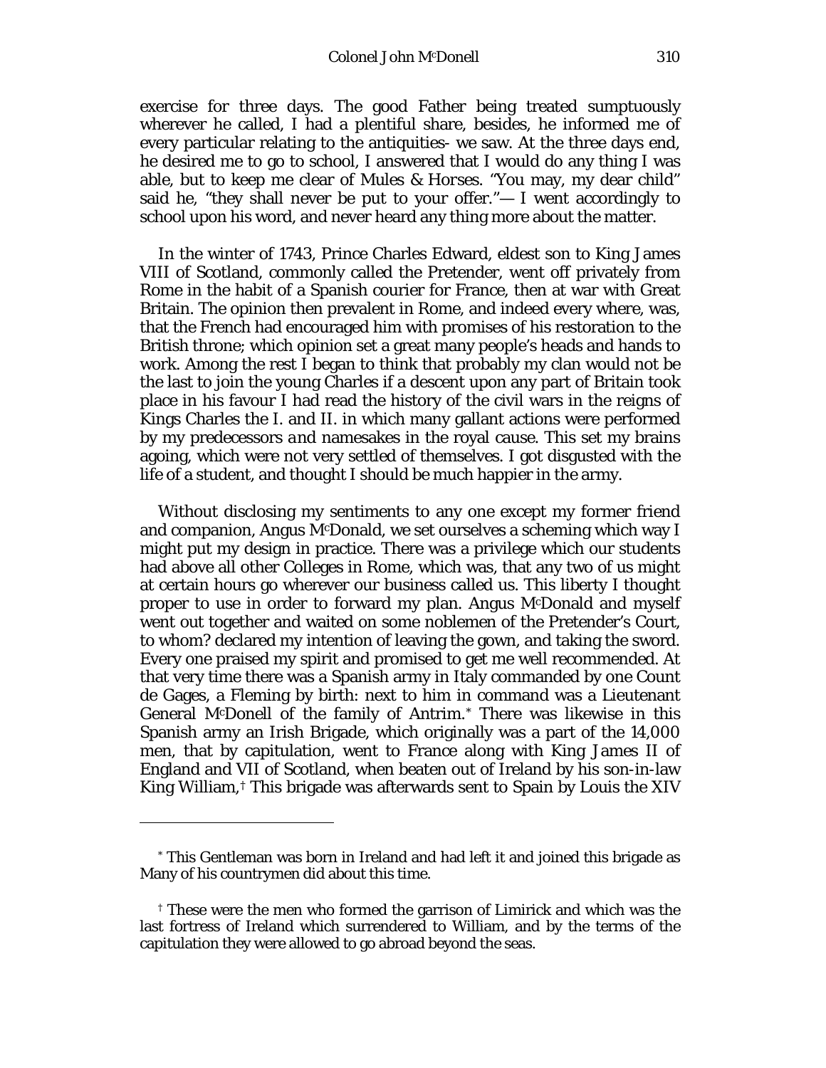exercise for three days. The good Father being treated sumptuously wherever he called, I had a plentiful share, besides, he informed me of every particular relating to the antiquities- we saw. At the three days end, he desired me to go to school, I answered that I would do any thing I was able, but to keep me clear of Mules & Horses. "You may, my dear child" said he, "they shall never be put to your offer."— I went accordingly to school upon his word, and never heard any thing more about the matter.

In the winter of 1743, Prince Charles Edward, eldest son to King James VIII of Scotland, commonly called the Pretender, went off privately from Rome in the habit of a Spanish courier for France, then at war with Great Britain. The opinion then prevalent in Rome, and indeed every where, was, that the French had encouraged him with promises of his restoration to the British throne; which opinion set a great many people's heads and hands to work. Among the rest I began to think that probably my clan would not be the last to join the young Charles if a descent upon any part of Britain took place in his favour I had read the history of the civil wars in the reigns of Kings Charles the I. and II. in which many gallant actions were performed by my predecessors *and* namesakes in the royal cause. This set my brains agoing, which were not very settled of themselves. I got disgusted with the life of a student, and thought I should be much happier in the army.

Without disclosing my sentiments to any one except my former friend and companion, Angus McDonald, we set ourselves a scheming which way I might put my design in practice. There was a privilege which our students had above all other Colleges in Rome, which was, that any two of us might at certain hours go wherever our business called us. This liberty I thought proper to use in order to forward my plan. Angus McDonald and myself went out together and waited on some noblemen of the Pretender's Court, to whom? declared my intention of leaving the gown, and taking the sword. Every one praised my spirit and promised to get me well recommended. At that very time there was a Spanish army in Italy commanded by one Count de Gages, a Fleming by birth: next to him in command was a Lieutenant General McDonell of the family of Antrim.* There was likewise in this Spanish army an Irish Brigade, which originally was a part of the 14,000 men, that by capitulation, went to France along with King James II of England and VII of Scotland, when beaten out of Ireland by his son-in-law King William,† This brigade was afterwards sent to Spain by Louis the XIV

* This Gentleman was born in Ireland and had left it and joined this brigade as Many of his countrymen did about this time.

† These were the men who formed the garrison of Limirick and which was the last fortress of Ireland which surrendered to William, and by the terms of the capitulation they were allowed to go abroad beyond the seas.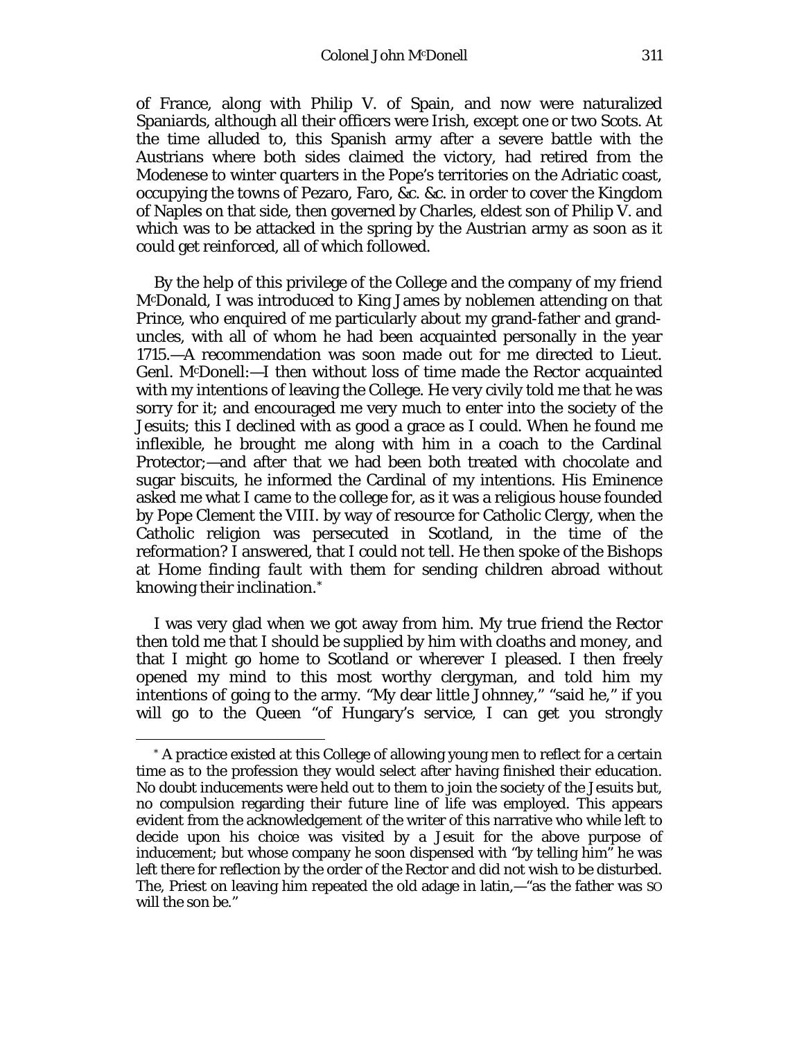of France, along with Philip V. of Spain, and now were naturalized Spaniards, although all their officers were Irish, except one or two Scots. At the time alluded to, this Spanish army after a severe battle with the Austrians where both sides claimed the victory, had retired from the Modenese to winter quarters in the Pope's territories on the Adriatic coast, occupying the towns of Pezaro, Faro, &c. &c. in order to cover the Kingdom of Naples on that side, then governed by Charles, eldest son of Philip V. and which was to be attacked in the spring by the Austrian army as soon as it could get reinforced, all of which followed.

By the help of this privilege of the College and the company of my friend McDonald, I was introduced to King James by noblemen attending on that Prince, who enquired of me particularly about my grand-father and grand-uncles, with all of whom he had been acquainted personally in the year 1715.—A recommendation was soon made out for me directed to Lieut. Genl. McDonell:—I then without loss of time made the Rector acquainted with my intentions of leaving the College. He very civilly told me that he was sorry for it; and encouraged me very much to enter into the society of the Jesuits; this I declined with as good a grace as I could. When he found me inflexible, he brought me along with him in a coach to the Cardinal Protector;—and after that we had been both treated with chocolate and sugar biscuits, he informed the Cardinal of my intentions. His Eminence asked me what I came to the college for, as it was a religious house founded by Pope Clement the VIII. by way of resource for Catholic Clergy, when the Catholic religion was persecuted in Scotland, in the time of the reformation? I answered, that I could not tell. He then spoke of the Bishops at Home finding fault with them for sending children abroad without knowing their inclination.*

I was very glad when we got away from him. My true friend the Rector then told me that I should be supplied by him with cloaths and money, and that I might go home to Scotland or wherever I pleased. I then freely opened my mind to this most worthy clergyman, and told him my intentions of going to the army. "My dear little Johnney," "said he," if you will go to the Queen "of Hungary's service, I can get you strongly

---

* A practice existed at this College of allowing young men to reflect for a certain time as to the profession they would select after having finished their education. No doubt inducements were held out to them to join the society of the Jesuits but, no compulsion regarding their future line of life was employed. This appears evident from the acknowledgement of the writer of this narrative who while left to decide upon his choice was visited by a Jesuit for the above purpose of inducement; but whose company he soon dispensed with "by telling him" he was left there for reflection by the order of the Rector and did not wish to be disturbed. The, Priest on leaving him repeated the old adage in latin,—"as the father was SO will the son be."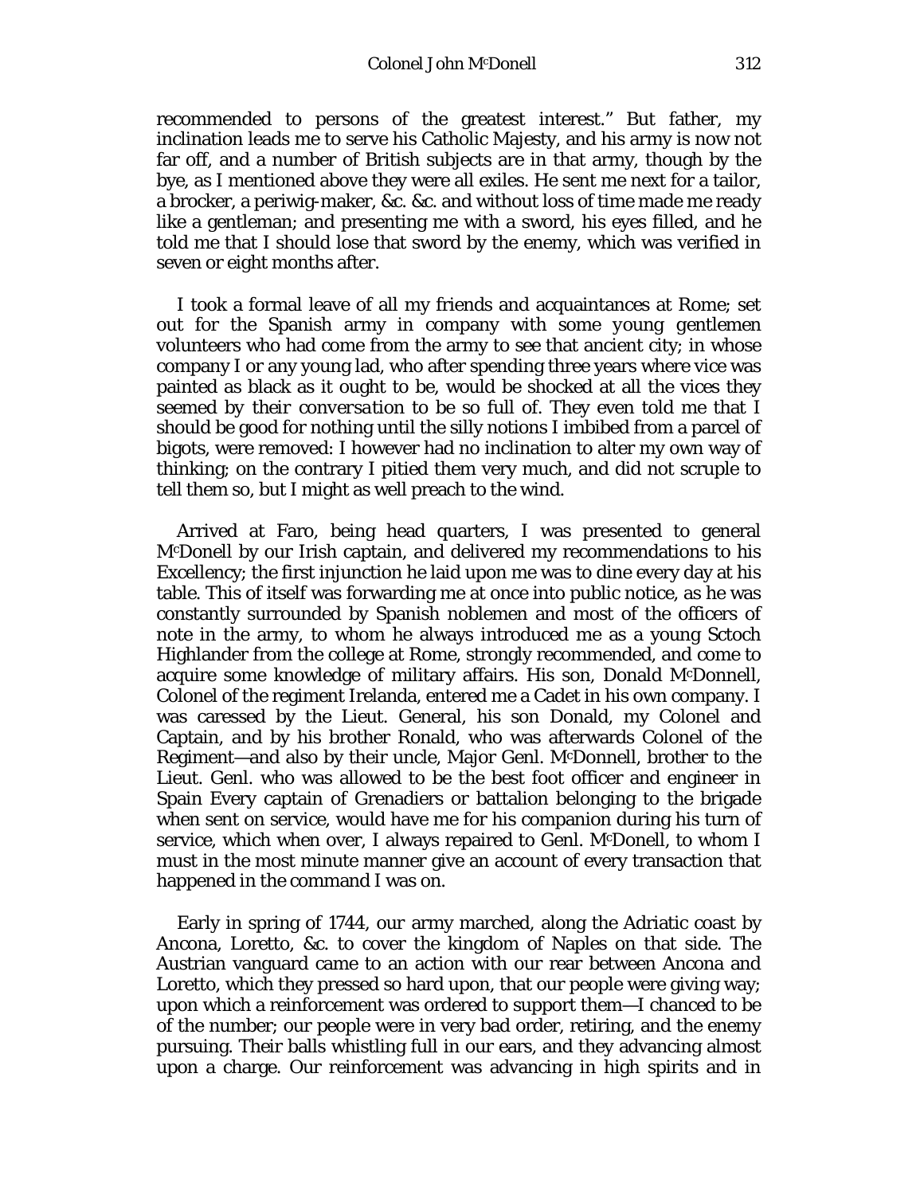recommended to persons of the greatest interest." But father, my inclination leads me to serve his Catholic Majesty, and his army is now not far off, and a number of British subjects are in that army, though by the bye, as I mentioned above they were all exiles. He sent me next for a tailor, a brocker, a periwig-maker, &c. &c. and without loss of time made me ready like a gentleman; and presenting me with a sword, his eyes filled, and he told me that I should lose that sword by the enemy, which was verified in seven or eight months after.

I took a formal leave of all my friends and acquaintances at Rome; set out for the Spanish army in company with some young gentlemen volunteers who had come from the army to see that ancient city; in whose company I or any young lad, who after spending three years where vice was painted as black as it ought to be, would be shocked at all the vices they seemed by their conversation to be so full of. They even told me that I should be good for nothing until the silly notions I imbibed from a parcel of bigots, were removed: I however had no inclination to alter my own way of thinking; on the contrary I pitied them very much, and did not scruple to tell them so, but I might as well preach to the wind.

Arrived at Faro, being head quarters, I was presented to general M^c^Donell by our Irish captain, and delivered my recommendations to his Excellency; the first injunction he laid upon me was to dine every day at his table. This of itself was forwarding me at once into public notice, as he was constantly surrounded by Spanish noblemen and most of the officers of note in the army, to whom he always introduced me as a young Sctoch Highlander from the college at Rome, strongly recommended, and come to acquire some knowledge of military affairs. His son, Donald M^c^Donnell, Colonel of the regiment Irelanda, entered me a Cadet in his own company. I was caressed by the Lieut. General, his son Donald, my Colonel and Captain, and by his brother Ronald, who was afterwards Colonel of the Regiment—and also by their uncle, Major Genl. M^c^Donnell, brother to the Lieut. Genl. who was allowed to be the best foot officer and engineer in Spain Every captain of Grenadiers or battalion belonging to the brigade when sent on service, would have me for his companion during his turn of service, which when over, I always repaired to Genl. M^c^Donell, to whom I must in the most minute manner give an account of every transaction that happened in the command I was on.

Early in spring of 1744, our army marched, along the Adriatic coast by Ancona, Loretto, &c. to cover the kingdom of Naples on that side. The Austrian vanguard came to an action with our rear between Ancona and Loretto, which they pressed so hard upon, that our people were giving way; upon which a reinforcement was ordered to support them—I chanced to be of the number; our people were in very bad order, retiring, and the enemy pursuing. Their balls whistling full in our ears, and they advancing almost upon a charge. Our reinforcement was advancing in high spirits and in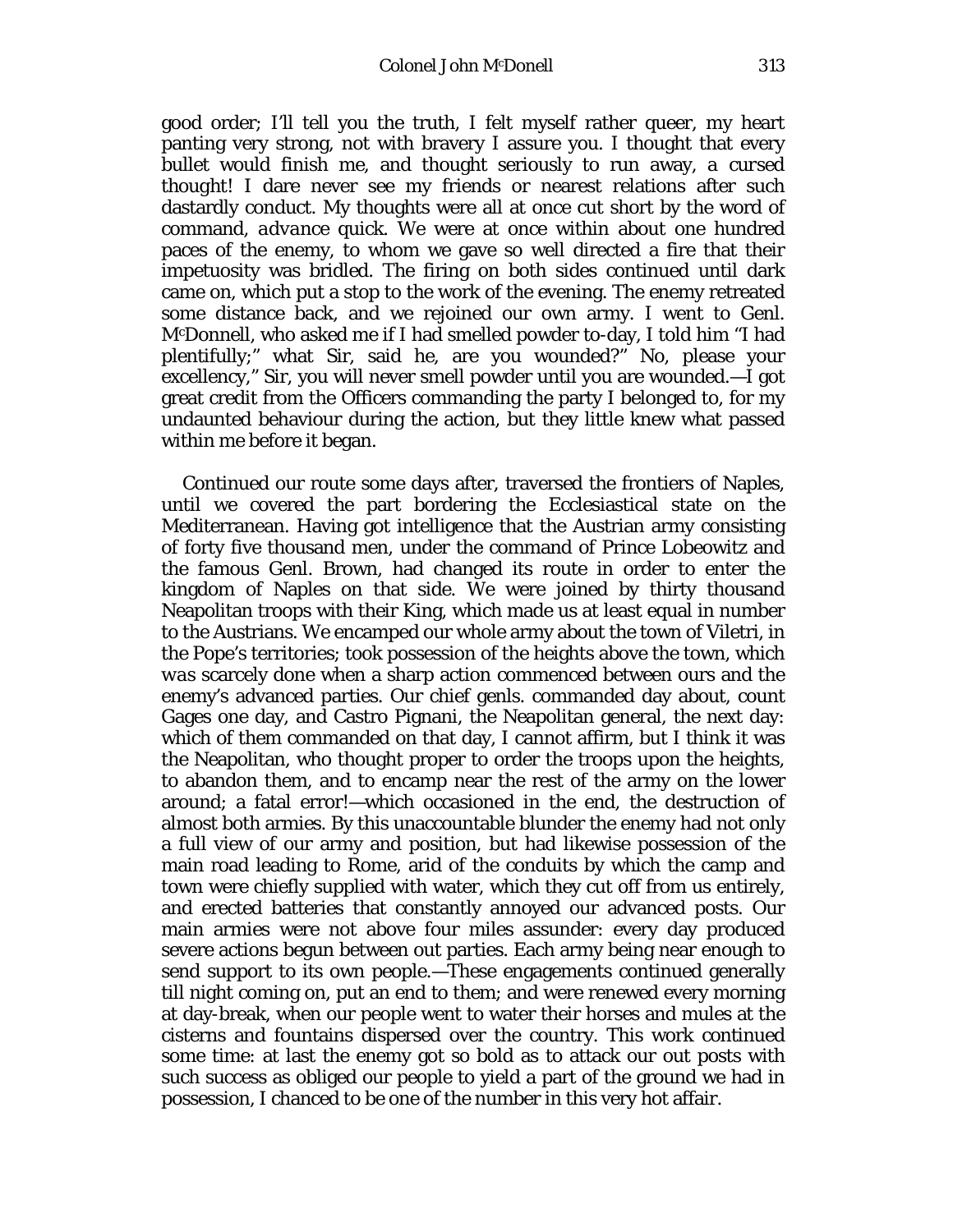good order; I'll tell you the truth, I felt myself rather queer, my heart panting very strong, not with bravery I assure you. I thought that every bullet would finish me, and thought seriously to run away, a cursed thought! I dare never see my friends or nearest relations after such dastardly conduct. My thoughts were all at once cut short by the word of command, *advance quick*. We were at once within about one hundred paces of the enemy, to whom we gave so well directed a fire that their impetuosity was bridled. The firing on both sides continued until dark came on, which put a stop to the work of the evening. The enemy retreated some distance back, and we rejoined our own army. I went to Genl. McDonnell, who asked me if I had smelled powder to-day, I told him "I had plentifully;" what Sir, said he, are you wounded?" No, please your excellency," Sir, you will never smell powder until you are wounded.—I got great credit from the Officers commanding the party I belonged to, for my undaunted behaviour during the action, but they little knew what passed within me before it began.

Continued our route some days after, traversed the frontiers of Naples, until we covered the part bordering the Ecclesiastical state on the Mediterranean. Having got intelligence that the Austrian army consisting of forty five thousand men, under the command of Prince Lobeowitz and the famous Genl. Brown, had changed its route in order to enter the kingdom of Naples on that side. We were joined by thirty thousand Neapolitan troops with their King, which made us at least equal in number to the Austrians. We encamped our whole army about the town of Viletri, in the Pope's territories; took possession of the heights above the town, which was scarcely done when a sharp action commenced between ours and the enemy's advanced parties. Our chief genls. commanded day about, count Gages one day, and Castro Pignani, the Neapolitan general, the next day: which of them commanded on that day, I cannot affirm, but I think it was the Neapolitan, who thought proper to order the troops upon the heights, to abandon them, and to encamp near the rest of the army on the lower around; a fatal error!—which occasioned in the end, the destruction of almost both armies. By this unaccountable blunder the enemy had not only a full view of our army and position, but had likewise possession of the main road leading to Rome, arid of the conduits by which the camp and town were chiefly supplied with water, which they cut off from us entirely, and erected batteries that constantly annoyed our advanced posts. Our main armies were not above four miles assunder: every day produced severe actions begun between out parties. Each army being near enough to send support to its own people.—These engagements continued generally till night coming on, put an end to them; and were renewed every morning at day-break, when our people went to water their horses and mules at the cisterns and fountains dispersed over the country. This work continued some time: at last the enemy got so bold as to attack our out posts with such success as obliged our people to yield a part of the ground we had in possession, I chanced to be one of the number in this very hot affair.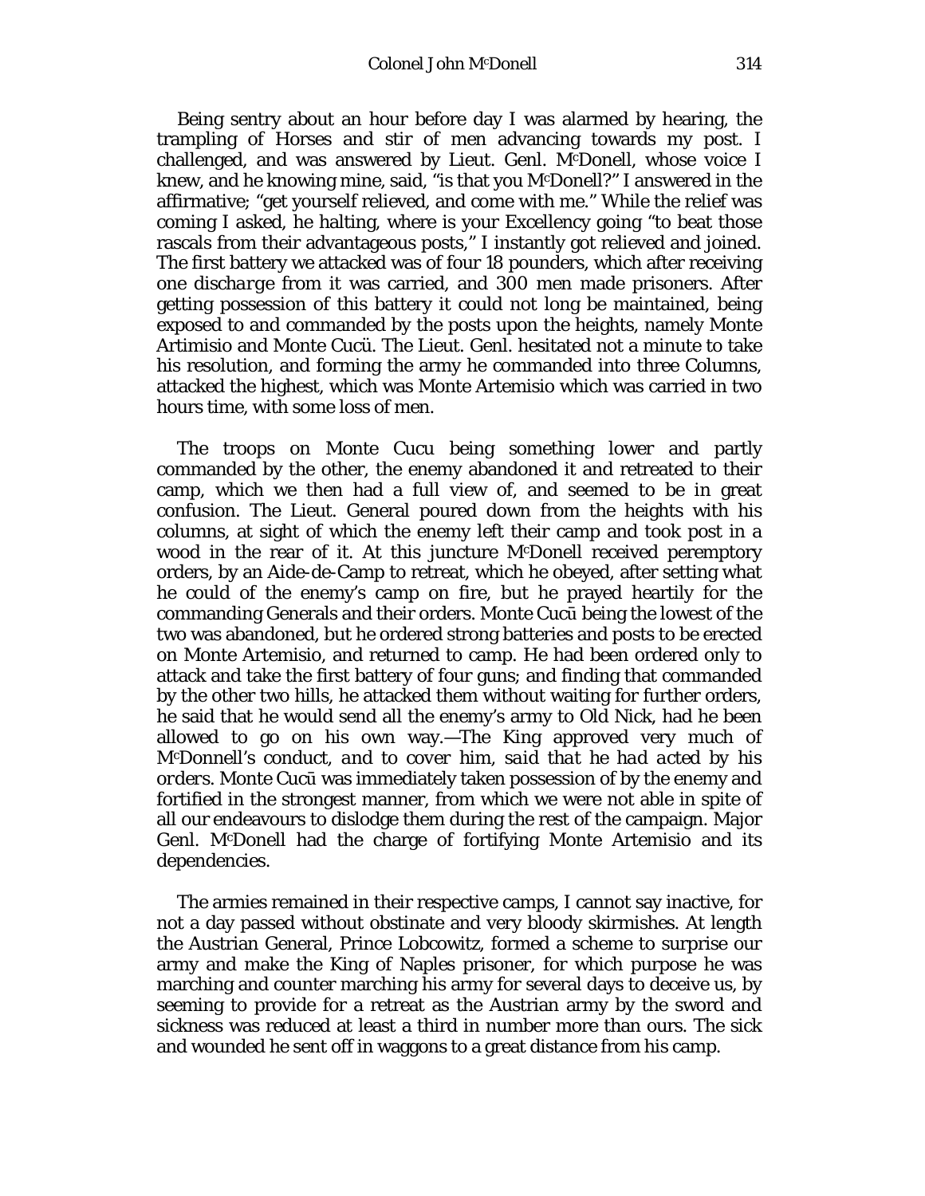Being sentry about an hour before day I was alarmed by hearing, the trampling of Horses and stir of men advancing towards my post. I challenged, and was answered by Lieut. Genl. McDonell, whose voice I knew, and he knowing mine, said, "is that you McDonell?" I answered in the affirmative; "get yourself relieved, and come with me." While the relief was coming I asked, he halting, where is your Excellency going "to beat those rascals from their advantageous posts," I instantly got relieved and joined. The first battery we attacked was of four 18 pounders, which after receiving one discharge from it was carried, and 300 men made prisoners. After getting possession of this battery it could not long be maintained, being exposed to and commanded by the posts upon the heights, namely Monte Artimisio and Monte Cucü. The Lieut. Genl. hesitated not a minute to take his resolution, and forming the army he commanded into three Columns, attacked the highest, which was Monte Artemisio which was carried in two hours time, with some loss of men.

The troops on Monte Cucu being something lower and partly commanded by the other, the enemy abandoned it and retreated to their camp, which we then had a full view of, and seemed to be in great confusion. The Lieut. General poured down from the heights with his columns, at sight of which the enemy left their camp and took post in a wood in the rear of it. At this juncture McDonell received peremptory orders, by an Aide-de-Camp to retreat, which he obeyed, after setting what he could of the enemy's camp on fire, but he prayed heartily for the commanding Generals and their orders. Monte Cucū being the lowest of the two was abandoned, but he ordered strong batteries and posts to be erected on Monte Artemisio, and returned to camp. He had been ordered only to attack and take the first battery of four guns; and finding that commanded by the other two hills, he attacked them without waiting for further orders, he said that he would send all the enemy's army to Old Nick, had he been allowed to go on his own way.—*The King approved very much of McDonnell's conduct, and to cover him, said that he had acted by his orders.* Monte Cucū was immediately taken possession of by the enemy and fortified in the strongest manner, from which we were not able in spite of all our endeavours to dislodge them during the rest of the campaign. Major Genl. McDonell had the charge of fortifying Monte Artemisio and its dependencies.

The armies remained in their respective camps, I cannot say inactive, for not a day passed without obstinate and very bloody skirmishes. At length the Austrian General, Prince Lobcowitz, formed a scheme to surprise our army and make the King of Naples prisoner, for which purpose he was marching and counter marching his army for several days to deceive us, by seeming to provide for a retreat as the Austrian army by the sword and sickness was reduced at least a third in number more than ours. The sick and wounded he sent off in waggons to a great distance from his camp.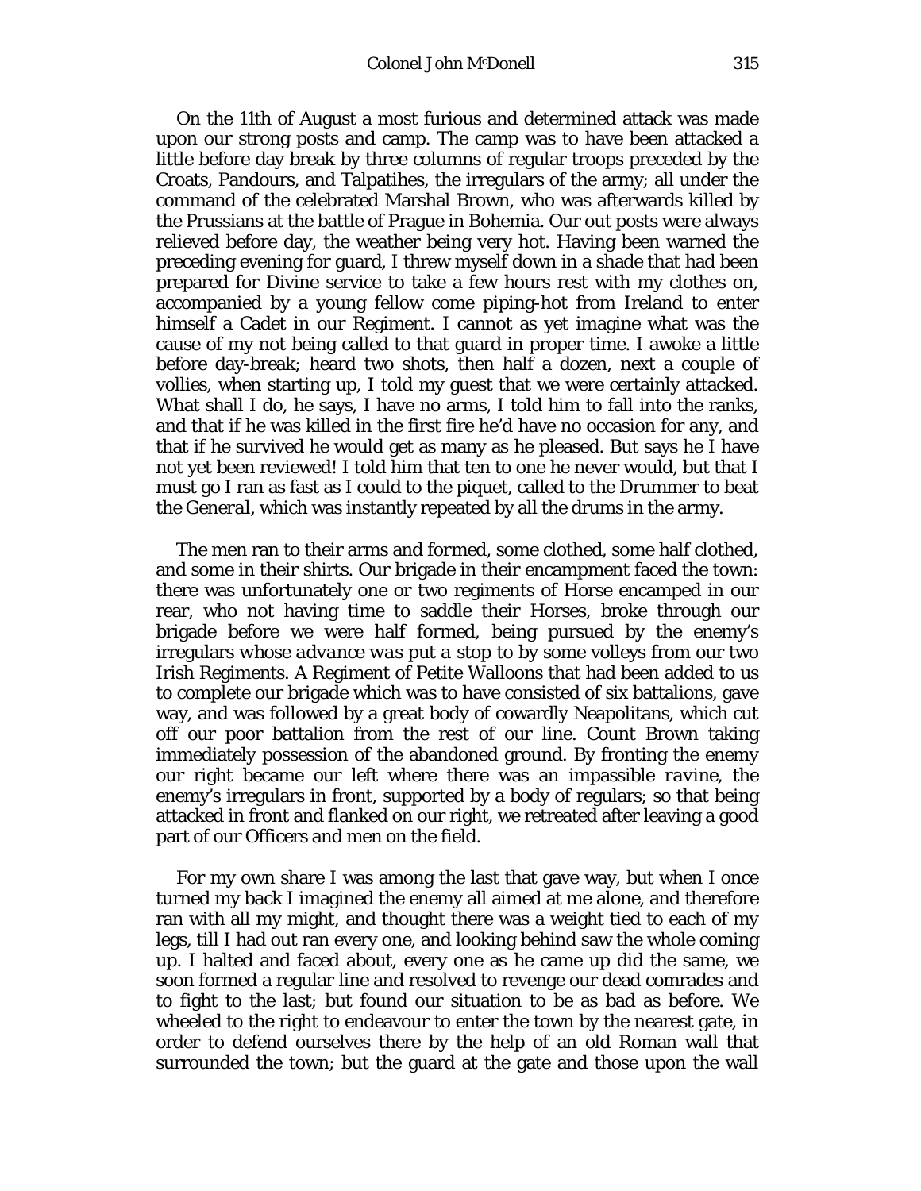On the 11th of August a most furious and determined attack was made upon our strong posts and camp. The camp was to have been attacked a little before day break by three columns of regular troops preceded by the Croats, Pandours, and Talpatihes, the irregulars of the army; all under the command of the celebrated Marshal Brown, who was afterwards killed by the Prussians at the battle of Prague in Bohemia. Our out posts were always relieved before day, the weather being very hot. Having been warned the preceding evening for guard, I threw myself down in a shade that had been prepared for Divine service to take a few hours rest with my clothes on, accompanied by a young fellow come piping-hot from Ireland to enter himself a Cadet in our Regiment. I cannot as yet imagine what was the cause of my not being called to that guard in proper time. I awoke a little before day-break; heard two shots, then half a dozen, next a couple of vollies, when starting up, I told my guest that we were certainly attacked. What shall I do, he says, I have no arms, I told him to fall into the ranks, and that if he was killed in the first fire he'd have no occasion for any, and that if he survived he would get as many as he pleased. But says he I have not yet been reviewed! I told him that ten to one he never would, but that I must go I ran as fast as I could to the piquet, called to the Drummer to beat the *General*, which was instantly repeated by all the drums in the army.

The men ran to their arms and formed, some clothed, some half clothed, and some in their shirts. Our brigade in their encampment faced the town: there was unfortunately one or two regiments of Horse encamped in our rear, who not having time to saddle their Horses, broke through our brigade before we were half formed, being pursued by the enemy's irregulars whose *advance was* put a stop to by some volleys from our two Irish Regiments. A Regiment of Petite Walloons that had been added to us to complete our brigade which was to have consisted of six battalions, gave way, and was followed by a great body of cowardly Neapolitans, which cut off our poor battalion from the rest of our line. Count Brown taking immediately possession of the abandoned ground. By fronting the enemy our right became our left where there was an impassible *ravine*, the enemy's irregulars in front, supported by a body of regulars; so that being attacked in front and flanked on our right, we retreated after leaving a good part of our Officers and men on the field.

For my own share I was among the last that gave way, but when I once turned my back I imagined the enemy all aimed at me alone, and therefore ran with all my might, and thought there was a weight tied to each of my legs, till I had out ran every one, and looking behind saw the whole coming up. I halted and faced about, every one as he came up did the same, we soon formed a regular line and resolved to revenge our dead comrades and to fight to the last; but found our situation to be as bad as before. We wheeled to the right to endeavour to enter the town by the nearest gate, in order to defend ourselves there by the help of an old Roman wall that surrounded the town; but the guard at the gate and those upon the wall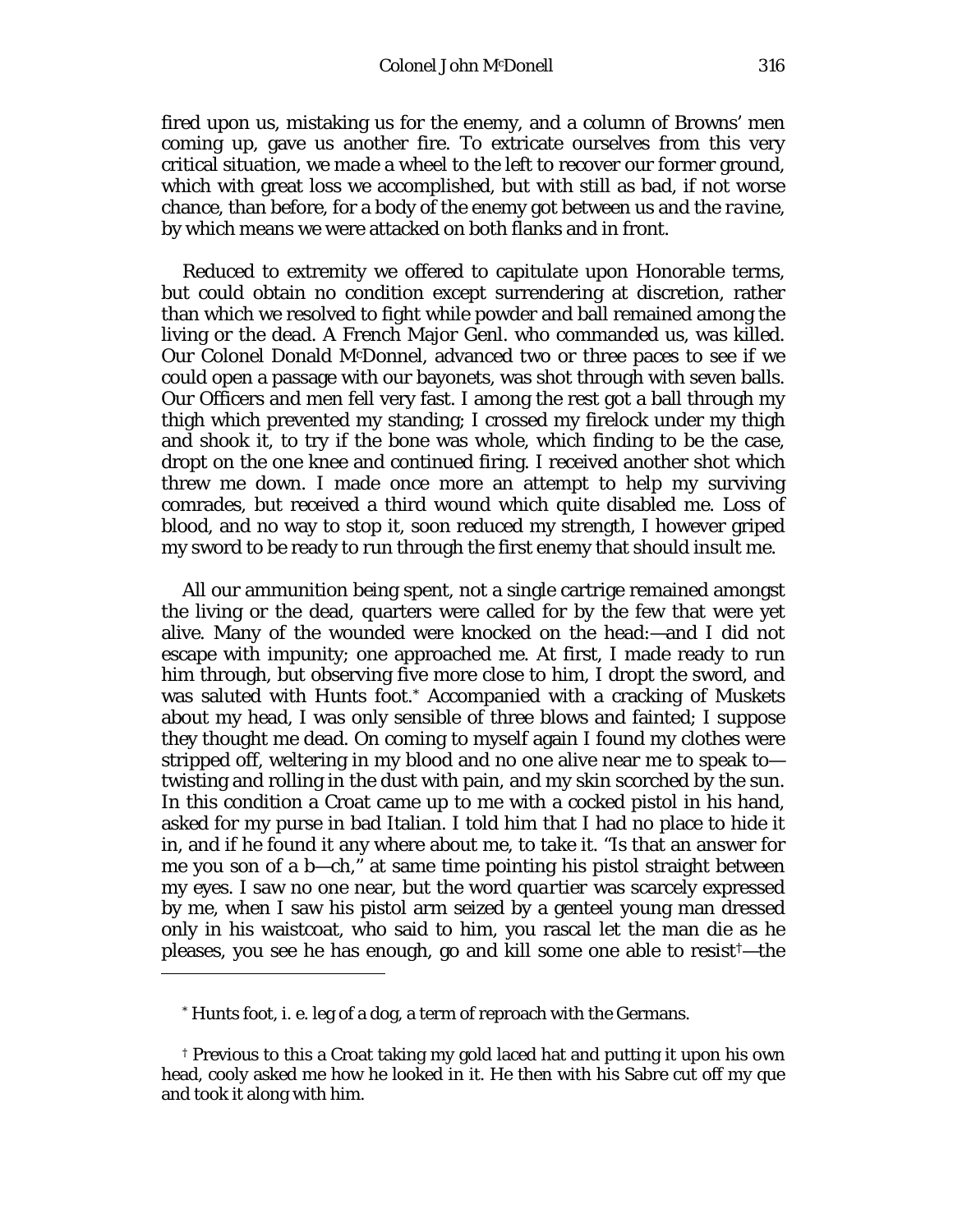fired upon us, mistaking us for the enemy, and a column of Browns' men coming up, gave us another fire. To extricate ourselves from this very critical situation, we made a wheel to the left to recover our former ground, which with great loss we accomplished, but with still as bad, if not worse chance, than before, for a body of the enemy got between us and the *ravine*, by which means we were attacked on both flanks and in front.

Reduced to extremity we offered to capitulate upon Honorable terms, but could obtain no condition except surrendering at discretion, rather than which we resolved to fight while powder and ball remained among the living or the dead. A French Major Genl. who commanded us, was killed. Our Colonel Donald McDonnel, advanced two or three paces to see if we could open a passage with our bayonets, was shot through with seven balls. Our Officers and men fell very fast. I among the rest got a ball through my thigh which prevented my standing; I crossed my firelock under my thigh and shook it, to try if the bone was whole, which finding to be the case, dropt on the one knee and continued firing. I received another shot which threw me down. I made once more an attempt to help my surviving comrades, but received a third wound which quite disabled me. Loss of blood, and no way to stop it, soon reduced my strength, I however griped my sword to be ready to run through the first enemy that should insult me.

All our ammunition being spent, not a single cartrige remained amongst the living or the dead, quarters were called for by the few that were yet alive. Many of the wounded were knocked on the head:—and I did not escape with impunity; one approached me. At first, I made ready to run him through, but observing five more close to him, I dropt the sword, and was saluted with Hunts foot.* Accompanied with a cracking of Muskets about my head, I was only sensible of three blows and fainted; I suppose they thought me dead. On coming to myself again I found my clothes were stripped off, weltering in my blood and no one alive near me to speak to—twisting and rolling in the dust with pain, and my skin scorched by the sun. In this condition a Croat came up to me with a cocked pistol in his hand, asked for my purse in bad Italian. I told him that I had no place to hide it in, and if he found it any where about me, to take it. "Is that an answer for me you son of a b—ch," at same time pointing his pistol straight between my eyes. I saw no one near, but the word *quartier* was scarcely expressed by me, when I saw his pistol arm seized by a genteel young man dressed only in his waistcoat, who said to him, you rascal let the man die as he pleases, you see he has enough, go and kill some one able to resist†—the

---

* Hunts foot, i. e. leg of a dog, a term of reproach with the Germans.

† Previous to this a Croat taking my gold laced hat and putting it upon his own head, cooly asked me how he looked in it. He then with his Sabre cut off my que and took it along with him.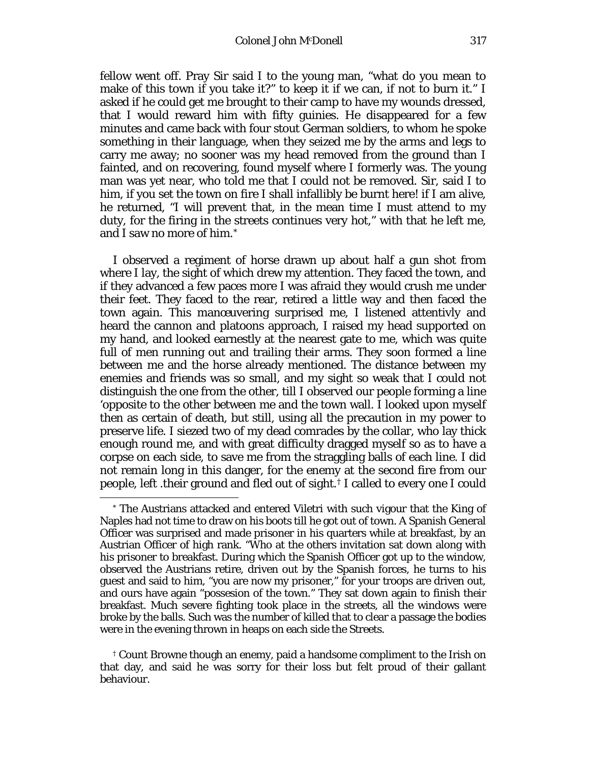fellow went off. Pray Sir said I to the young man, "what do you mean to make of this town if you take it?" to keep it if we can, if not to burn it." I asked if he could get me brought to their camp to have my wounds dressed, that I would reward him with fifty guinies. He disappeared for a few minutes and came back with four stout German soldiers, to whom he spoke something in their language, when they seized me by the arms and legs to carry me away; no sooner was my head removed from the ground than I fainted, and on recovering, found myself where I formerly was. The young man was yet near, who told me that I could not be removed. Sir, said I to him, if you set the town on fire I shall infallibly be burnt here! if I am alive, he returned, "I will prevent that, in the mean time I must attend to my duty, for the firing in the streets continues very hot," with that he left me, and I saw no more of him.*

I observed a regiment of horse drawn up about half a gun shot from where I lay, the sight of which drew my attention. They faced the town, and if they advanced a few paces more I was afraid they would crush me under their feet. They faced to the rear, retired a little way and then faced the town again. This manœuvering surprised me, I listened attentivly and heard the cannon and platoons approach, I raised my head supported on my hand, and looked earnestly at the nearest gate to me, which was quite full of men running out and trailing their arms. They soon formed a line between me and the horse already mentioned. The distance between my enemies and friends was so small, and my sight so weak that I could not distinguish the one from the other, till I observed our people forming a line 'opposite to the other between me and the town wall. I looked upon myself then as certain of death, but still, using all the precaution in my power to preserve life. I siezed two of my dead comrades by the collar, who lay thick enough round me, and with great difficulty dragged myself so as to have a corpse on each side, to save me from the straggling balls of each line. I did not remain long in this danger, for the enemy at the second fire from our people, left .their ground and fled out of sight.† I called to every one I could

---

* The Austrians attacked and entered Viletri with such vigour that the King of Naples had not time to draw on his boots till he got out of town. A Spanish General Officer was surprised and made prisoner in his quarters while at breakfast, by an Austrian Officer of high rank. "Who at the others invitation sat down along with his prisoner to breakfast. During which the Spanish Officer got up to the window, observed the Austrians retire, driven out by the Spanish forces, he turns to his guest and said to him, "you are now my prisoner," for your troops are driven out, and ours have again "possesion of the town." They sat down again to finish their breakfast. Much severe fighting took place in the streets, all the windows were broke by the balls. Such was the number of killed that to clear a passage the bodies were in the evening thrown in heaps on each side the Streets.

† Count Browne though an enemy, paid a handsome compliment to the Irish on that day, and said he was sorry for their loss but felt proud of their gallant behaviour.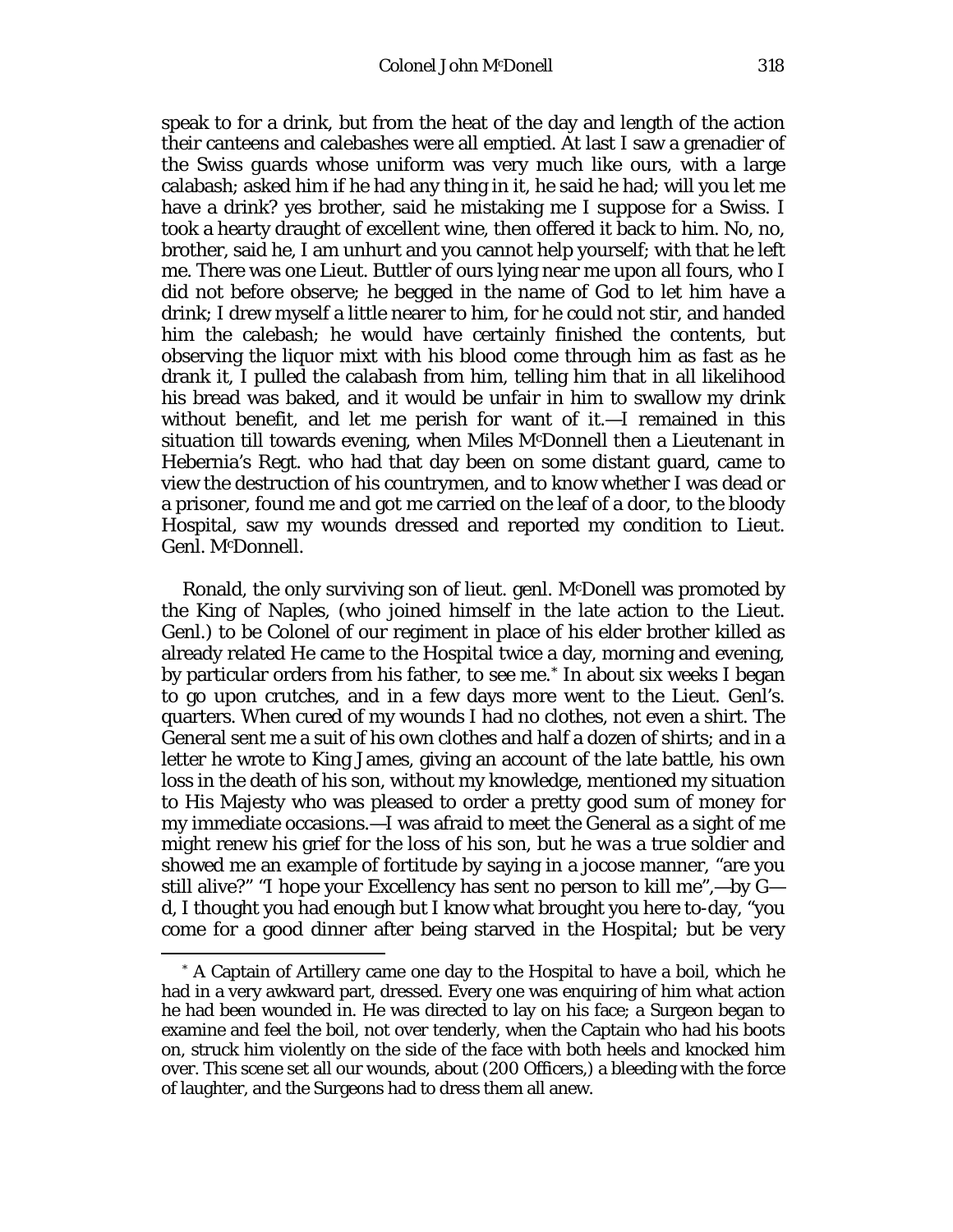speak to for a drink, but from the heat of the day and length of the action their canteens and calebashes were all emptied. At last I saw a grenadier of the Swiss guards whose uniform was very much like ours, with a large calabash; asked him if he had any thing in it, he said he had; will you let me have a drink? yes brother, said he mistaking me I suppose for a Swiss. I took a hearty draught of excellent wine, then offered it back to him. No, no, brother, said he, I am unhurt and you cannot help yourself; with that he left me. There was one Lieut. Buttler of ours lying near me upon all fours, who I did not before observe; he begged in the name of God to let him have a drink; I drew myself a little nearer to him, for he could not stir, and handed him the calebash; he would have certainly finished the contents, but observing the liquor mixt with his blood come through him as fast as he drank it, I pulled the calabash from him, telling him that in all likelihood his bread was baked, and it would be unfair in him to swallow my drink without benefit, and let me perish for want of it.—I remained in this situation till towards evening, when Miles M^c^Donnell then a Lieutenant in Hebernia's Regt. who had that day been on some distant guard, came to view the destruction of his countrymen, and to know whether I was dead or a prisoner, found me and got me carried on the leaf of a door, to the bloody Hospital, saw my wounds dressed and reported my condition to Lieut. Genl. M^c^Donnell.

Ronald, the only surviving son of lieut. genl. M^c^Donell was promoted by the King of Naples, (who joined himself in the late action to the Lieut. Genl.) to be Colonel of our regiment in place of his elder brother killed as already related He came to the Hospital twice a day, morning and evening, by particular orders from his father, to see me.[*] In about six weeks I began to go upon crutches, and in a few days more went to the Lieut. Genl's. quarters. When cured of my wounds I had no clothes, not even a shirt. The General sent me a suit of his own clothes and half a dozen of shirts; and in a letter he wrote to King James, giving an account of the late battle, his own loss in the death of his son, without my knowledge, mentioned my situation to His Majesty who was pleased to order a pretty good sum of money for my immediate occasions.—I was afraid to meet the General as a sight of me might renew his grief for the loss of his son, but he was a true soldier and showed me an example of fortitude by saying in a jocose manner, "are you still alive?" "I hope your Excellency has sent no person to kill me",—by G—d, I thought you had enough but I know what brought you here to-day, "you come for a good dinner after being starved in the Hospital; but be very

---

[*] A Captain of Artillery came one day to the Hospital to have a boil, which he had in a very awkward part, dressed. Every one was enquiring of him what action he had been wounded in. He was directed to lay on his face; a Surgeon began to examine and feel the boil, not over tenderly, when the Captain who had his boots on, struck him violently on the side of the face with both heels and knocked him over. This scene set all our wounds, about (200 Officers,) a bleeding with the force of laughter, and the Surgeons had to dress them all anew.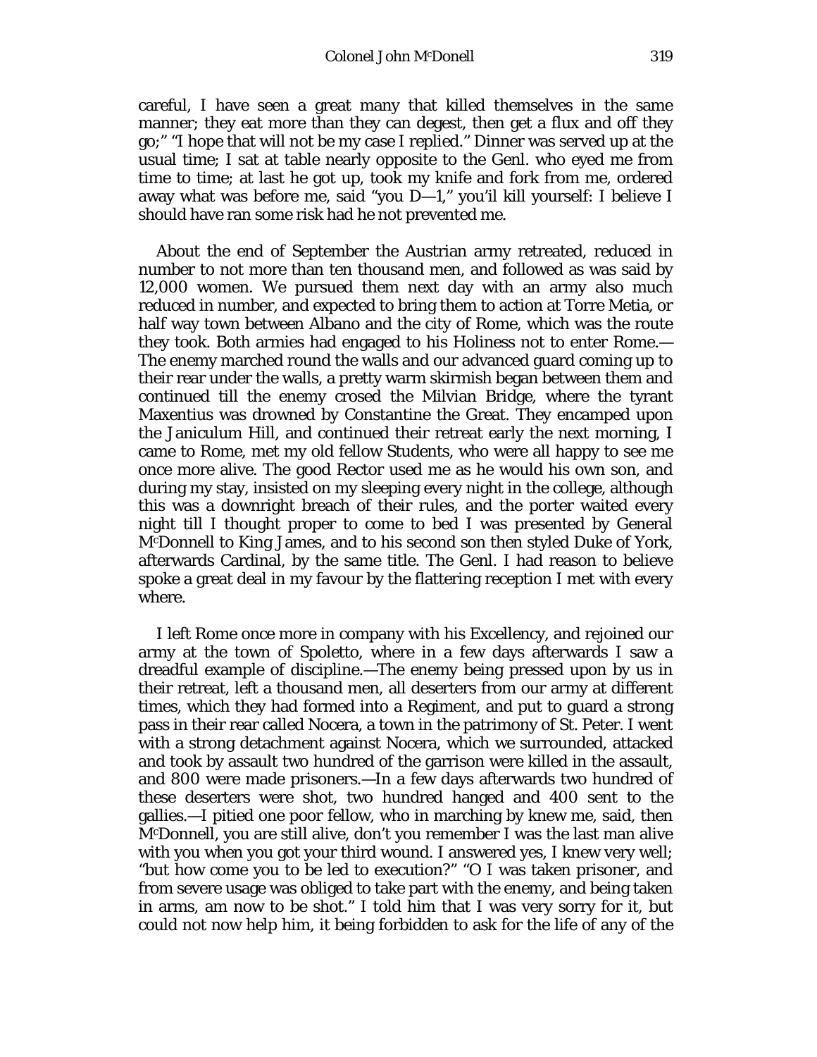careful, I have seen a great many that killed themselves in the same manner; they eat more than they can degest, then get a flux and off they go;" "I hope that will not be my case I replied." Dinner was served up at the usual time; I sat at table nearly opposite to the Genl. who eyed me from time to time; at last he got up, took my knife and fork from me, ordered away what was before me, said "you D—l," you'il kill yourself: I believe I should have ran some risk had he not prevented me.

About the end of September the Austrian army retreated, reduced in number to not more than ten thousand men, and followed as was said by 12,000 women. We pursued them next day with an army also much reduced in number, and expected to bring them to action at Torre Metia, or half way town between Albano and the city of Rome, which was the route they took. Both armies had engaged to his Holiness not to enter Rome.—The enemy marched round the walls and our advanced guard coming up to their rear under the walls, a pretty warm skirmish began between them and continued till the enemy crosed the Milvian Bridge, where the tyrant Maxentius was drowned by Constantine the Great. They encamped upon the Janiculum Hill, and continued their retreat early the next morning, I came to Rome, met my old fellow Students, who were all happy to see me once more alive. The good Rector used me as he would his own son, and during my stay, insisted on my sleeping every night in the college, although this was a downright breach of their rules, and the porter waited every night till I thought proper to come to bed I was presented by General McDonnell to King James, and to his second son then styled Duke of York, afterwards Cardinal, by the same title. The Genl. I had reason to believe spoke a great deal in my favour by the flattering reception I met with every where.

I left Rome once more in company with his Excellency, and rejoined our army at the town of Spoletto, where in a few days afterwards I saw a dreadful example of discipline.—The enemy being pressed upon by us in their retreat, left a thousand men, all deserters from our army at different times, which they had formed into a Regiment, and put to guard a strong pass in their rear called Nocera, a town in the patrimony of St. Peter. I went with a strong detachment against Nocera, which we surrounded, attacked and took by assault two hundred of the garrison were killed in the assault, and 800 were made prisoners.—In a few days afterwards two hundred of these deserters were shot, two hundred hanged and 400 sent to the gallies.—I pitied one poor fellow, who in marching by knew me, said, then McDonnell, you are still alive, don't you remember I was the last man alive with you when you got your third wound. I answered yes, I knew very well; "but how come you to be led to execution?" "O I was taken prisoner, and from severe usage was obliged to take part with the enemy, and being taken in arms, am now to be shot." I told him that I was very sorry for it, but could not now help him, it being forbidden to ask for the life of any of the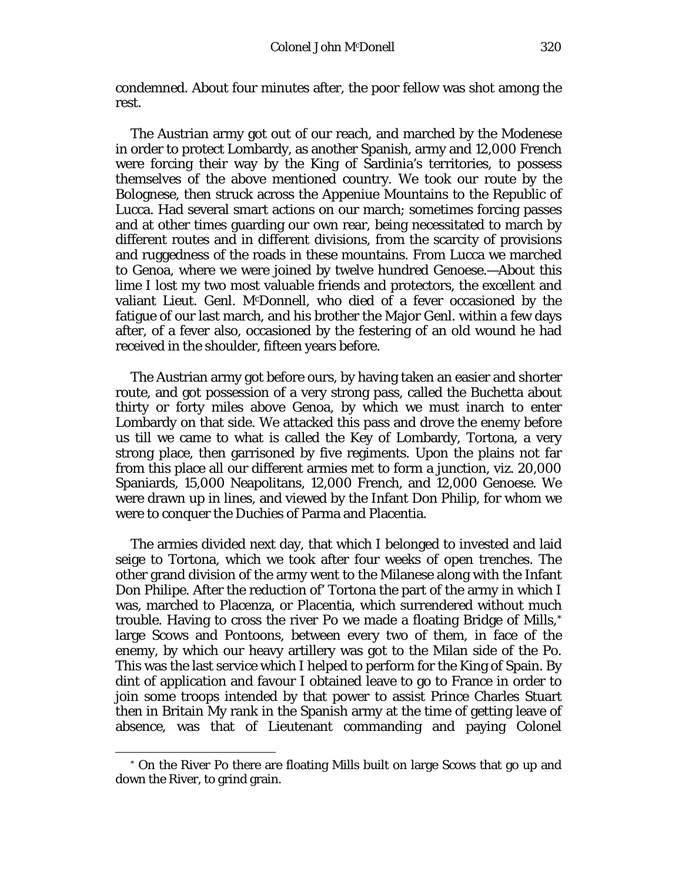condemned. About four minutes after, the poor fellow was shot among the rest.

The Austrian army got out of our reach, and marched by the Modenese in order to protect Lombardy, as another Spanish, army and 12,000 French were forcing their way by the King of Sardinia's territories, to possess themselves of the above mentioned country. We took our route by the Bolognese, then struck across the Appeniue Mountains to the Republic of Lucca. Had several smart actions on our march; sometimes forcing passes and at other times guarding our own rear, being necessitated to march by different routes and in different divisions, from the scarcity of provisions and ruggedness of the roads in these mountains. From Lucca we marched to Genoa, where we were joined by twelve hundred Genoese.—About this lime I lost my two most valuable friends and protectors, the excellent and valiant Lieut. Genl. M^cDonnell, who died of a fever occasioned by the fatigue of our last march, and his brother the Major Genl. within a few days after, of a fever also, occasioned by the festering of an old wound he had received in the shoulder, fifteen years before.

The Austrian army got before ours, by having taken an easier and shorter route, and got possession of a very strong pass, called the Buchetta about thirty or forty miles above Genoa, by which we must inarch to enter Lombardy on that side. We attacked this pass and drove the enemy before us till we came to what is called the Key of Lombardy, Tortona, a very strong place, then garrisoned by five regiments. Upon the plains not far from this place all our different armies met to form a junction, viz. 20,000 Spaniards, 15,000 Neapolitans, 12,000 French, and 12,000 Genoese. We were drawn up in lines, and viewed by the Infant Don Philip, for whom we were to conquer the Duchies of Parma and Placentia.

The armies divided next day, that which I belonged to invested and laid seige to Tortona, which we took after four weeks of open trenches. The other grand division of the army went to the Milanese along with the Infant Don Philipe. After the reduction of' Tortona the part of the army in which I was, marched to Placenza, or Placentia, which surrendered without much trouble. Having to cross the river Po we made a floating Bridge of Mills,* large Scows and Pontoons, between every two of them, in face of the enemy, by which our heavy artillery was got to the Milan side of the Po. This was the last service which I helped to perform for the King of Spain. By dint of application and favour I obtained leave to go to France in order to join some troops intended by that power to assist Prince Charles Stuart then in Britain My rank in the Spanish army at the time of getting leave of absence, was that of Lieutenant commanding and paying Colonel

* On the River Po there are floating Mills built on large Scows that go up and down the River, to grind grain.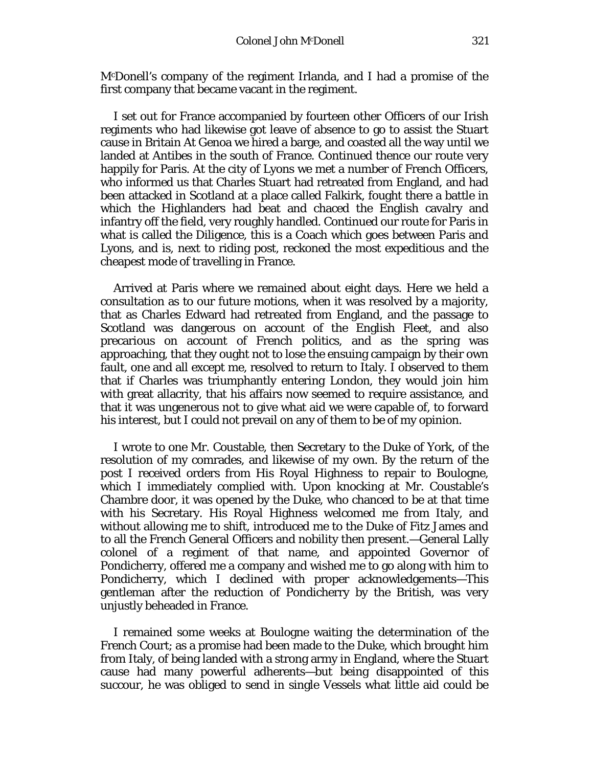McDonell's company of the regiment Irlanda, and I had a promise of the first company that became vacant in the regiment.

I set out for France accompanied by fourteen other Officers of our Irish regiments who had likewise got leave of absence to go to assist the Stuart cause in Britain At Genoa we hired a barge, and coasted all the way until we landed at Antibes in the south of France. Continued thence our route very happily for Paris. At the city of Lyons we met a number of French Officers, who informed us that Charles Stuart had retreated from England, and had been attacked in Scotland at a place called Falkirk, fought there a battle in which the Highlanders had beat and chaced the English cavalry and infantry off the field, very roughly handled. Continued our route for Paris in what is called the Diligence, this is a Coach which goes between Paris and Lyons, and is, next to riding post, reckoned the most expeditious and the cheapest mode of travelling in France.

Arrived at Paris where we remained about eight days. Here we held a consultation as to our future motions, when it was resolved by a majority, that as Charles Edward had retreated from England, and the passage to Scotland was dangerous on account of the English Fleet, and also precarious on account of French politics, and as the spring was approaching, that they ought not to lose the ensuing campaign by their own fault, one and all except me, resolved to return to Italy. I observed to them that if Charles was triumphantly entering London, they would join him with great allacrity, that his affairs now seemed to require assistance, and that it was ungenerous not to give what aid we were capable of, to forward his interest, but I could not prevail on any of them to be of my opinion.

I wrote to one Mr. Coustable, then Secretary to the Duke of York, of the resolution of my comrades, and likewise of my own. By the return of the post I received orders from His Royal Highness to repair to Boulogne, which I immediately complied with. Upon knocking at Mr. Coustable's Chambre door, it was opened by the Duke, who chanced to be at that time with his Secretary. His Royal Highness welcomed me from Italy, and without allowing me to shift, introduced me to the Duke of Fitz James and to all the French General Officers and nobility then present.—General Lally colonel of a regiment of that name, and appointed Governor of Pondicherry, offered me a company and wished me to go along with him to Pondicherry, which I declined with proper acknowledgements—This gentleman after the reduction of Pondicherry by the British, was very unjustly beheaded in France.

I remained some weeks at Boulogne waiting the determination of the French Court; as a promise had been made to the Duke, which brought him from Italy, of being landed with a strong army in England, where the Stuart cause had many powerful adherents—but being disappointed of this succour, he was obliged to send in single Vessels what little aid could be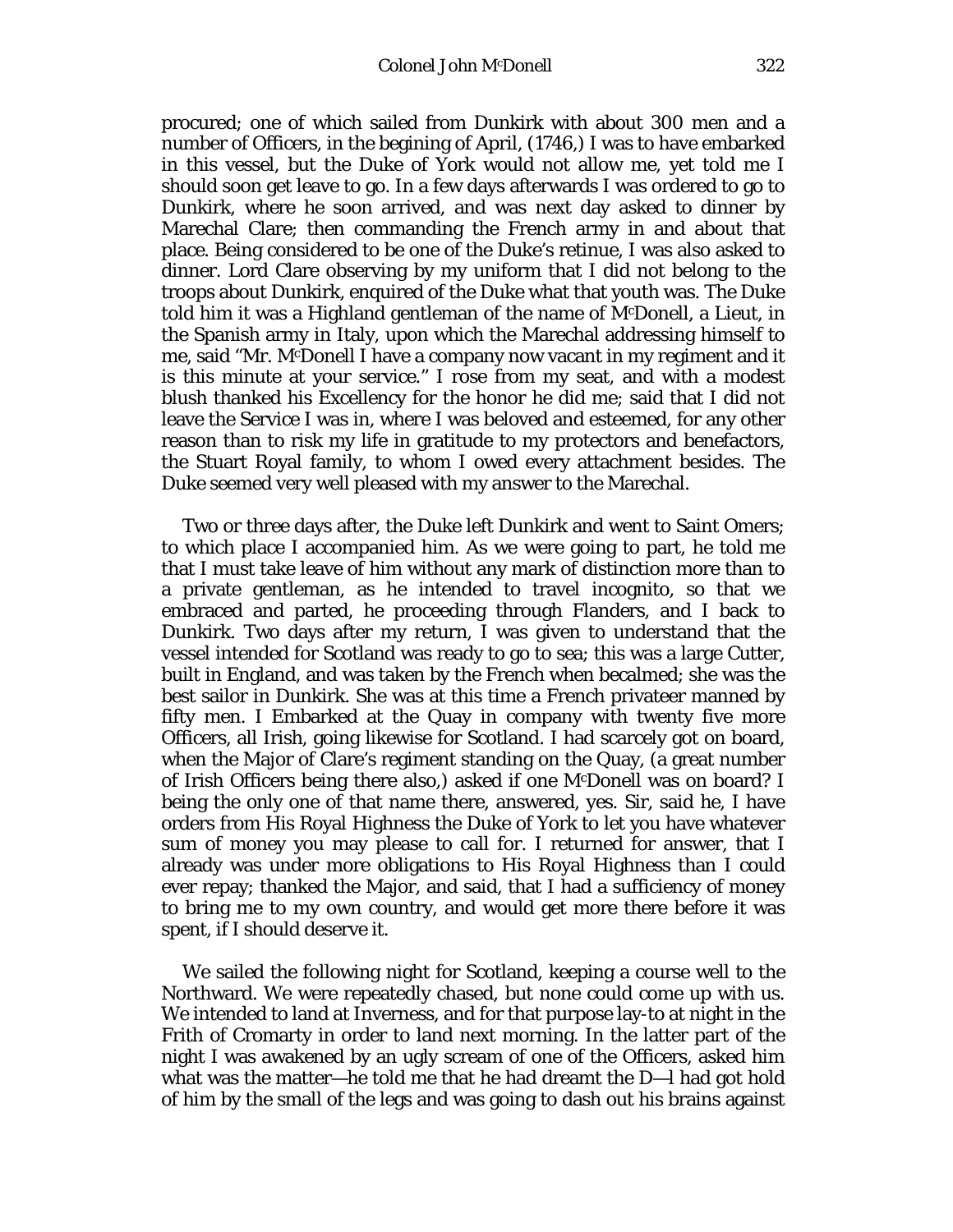procured; one of which sailed from Dunkirk with about 300 men and a number of Officers, in the begining of April, (1746,) I was to have embarked in this vessel, but the Duke of York would not allow me, yet told me I should soon get leave to go. In a few days afterwards I was ordered to go to Dunkirk, where he soon arrived, and was next day asked to dinner by Marechal Clare; then commanding the French army in and about that place. Being considered to be one of the Duke's retinue, I was also asked to dinner. Lord Clare observing by my uniform that I did not belong to the troops about Dunkirk, enquired of the Duke what that youth was. The Duke told him it was a Highland gentleman of the name of McDonell, a Lieut, in the Spanish army in Italy, upon which the Marechal addressing himself to me, said "Mr. McDonell I have a company now vacant in my regiment and it is this minute at your service." I rose from my seat, and with a modest blush thanked his Excellency for the honor he did me; said that I did not leave the Service I was in, where I was beloved and esteemed, for any other reason than to risk my life in gratitude to my protectors and benefactors, the Stuart Royal family, to whom I owed every attachment besides. The Duke seemed very well pleased with my answer to the Marechal.

Two or three days after, the Duke left Dunkirk and went to Saint Omers; to which place I accompanied him. As we were going to part, he told me that I must take leave of him without any mark of distinction more than to a private gentleman, as he intended to travel incognito, so that we embraced and parted, he proceeding through Flanders, and I back to Dunkirk. Two days after my return, I was given to understand that the vessel intended for Scotland was ready to go to sea; this was a large Cutter, built in England, and was taken by the French when becalmed; she was the best sailor in Dunkirk. She was at this time a French privateer manned by fifty men. I Embarked at the Quay in company with twenty five more Officers, all Irish, going likewise for Scotland. I had scarcely got on board, when the Major of Clare's regiment standing on the Quay, (a great number of Irish Officers being there also,) asked if one McDonell was on board? I being the only one of that name there, answered, yes. Sir, said he, I have orders from His Royal Highness the Duke of York to let you have whatever sum of money you may please to call for. I returned for answer, that I already was under more obligations to His Royal Highness than I could ever repay; thanked the Major, and said, that I had a sufficiency of money to bring me to my own country, and would get more there before it was spent, if I should deserve it.

We sailed the following night for Scotland, keeping a course well to the Northward. We were repeatedly chased, but none could come up with us. We intended to land at Inverness, and for that purpose lay-to at night in the Frith of Cromarty in order to land next morning. In the latter part of the night I was awakened by an ugly scream of one of the Officers, asked him what was the matter—he told me that he had dreamt the D—l had got hold of him by the small of the legs and was going to dash out his brains against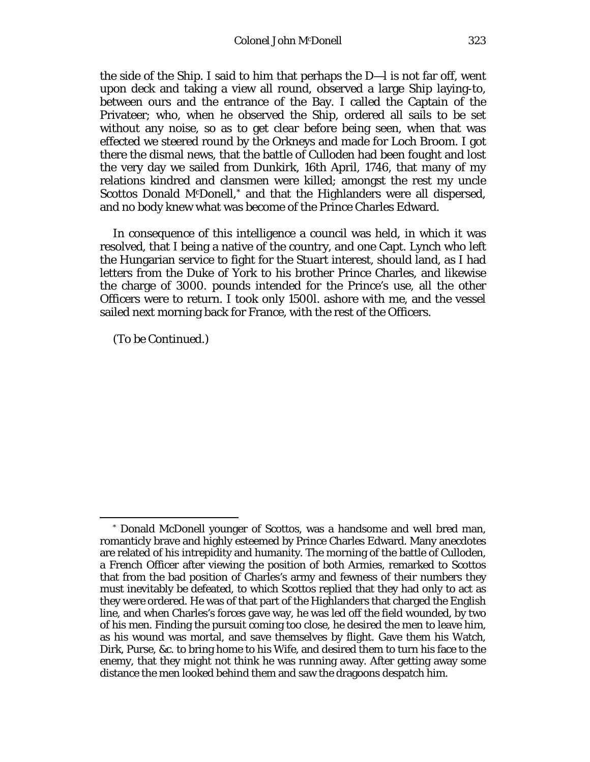the side of the Ship. I said to him that perhaps the D—l is not far off, went upon deck and taking a view all round, observed a large Ship laying-to, between ours and the entrance of the Bay. I called the Captain of the Privateer; who, when he observed the Ship, ordered all sails to be set without any noise, so as to get clear before being seen, when that was effected we steered round by the Orkneys and made for Loch Broom. I got there the dismal news, that the battle of Culloden had been fought and lost the very day we sailed from Dunkirk, 16th April, 1746, that many of my relations kindred and clansmen were killed; amongst the rest my uncle Scottos Donald M[c]Donell,* and that the Highlanders were all dispersed, and no body knew what was become of the Prince Charles Edward.

In consequence of this intelligence a council was held, in which it was resolved, that I being a native of the country, and one Capt. Lynch who left the Hungarian service to fight for the Stuart interest, should land, as I had letters from the Duke of York to his brother Prince Charles, and likewise the charge of 3000. pounds intended for the Prince's use, all the other Officers were to return. I took only 1500l. ashore with me, and the vessel sailed next morning back for France, with the rest of the Officers.

(To be Continued.)

---

* Donald McDonell younger of Scottos, was a handsome and well bred man, romanticly brave and highly esteemed by Prince Charles Edward. Many anecdotes are related of his intrepidity and humanity. The morning of the battle of Culloden, a French Officer after viewing the position of both Armies, remarked to Scottos that from the bad position of Charles's army and fewness of their numbers they must inevitably be defeated, to which Scottos replied that they had only to act as they were ordered. He was of that part of the Highlanders that charged the English line, and when Charles's forces gave way, he was led off the field wounded, by two of his men. Finding the pursuit coming too close, he desired the men to leave him, as his wound was mortal, and save themselves by flight. Gave them his Watch, Dirk, Purse, &c. to bring home to his Wife, and desired them to turn his face to the enemy, that they might not think he was running away. After getting away some distance the men looked behind them and saw the dragoons despatch him.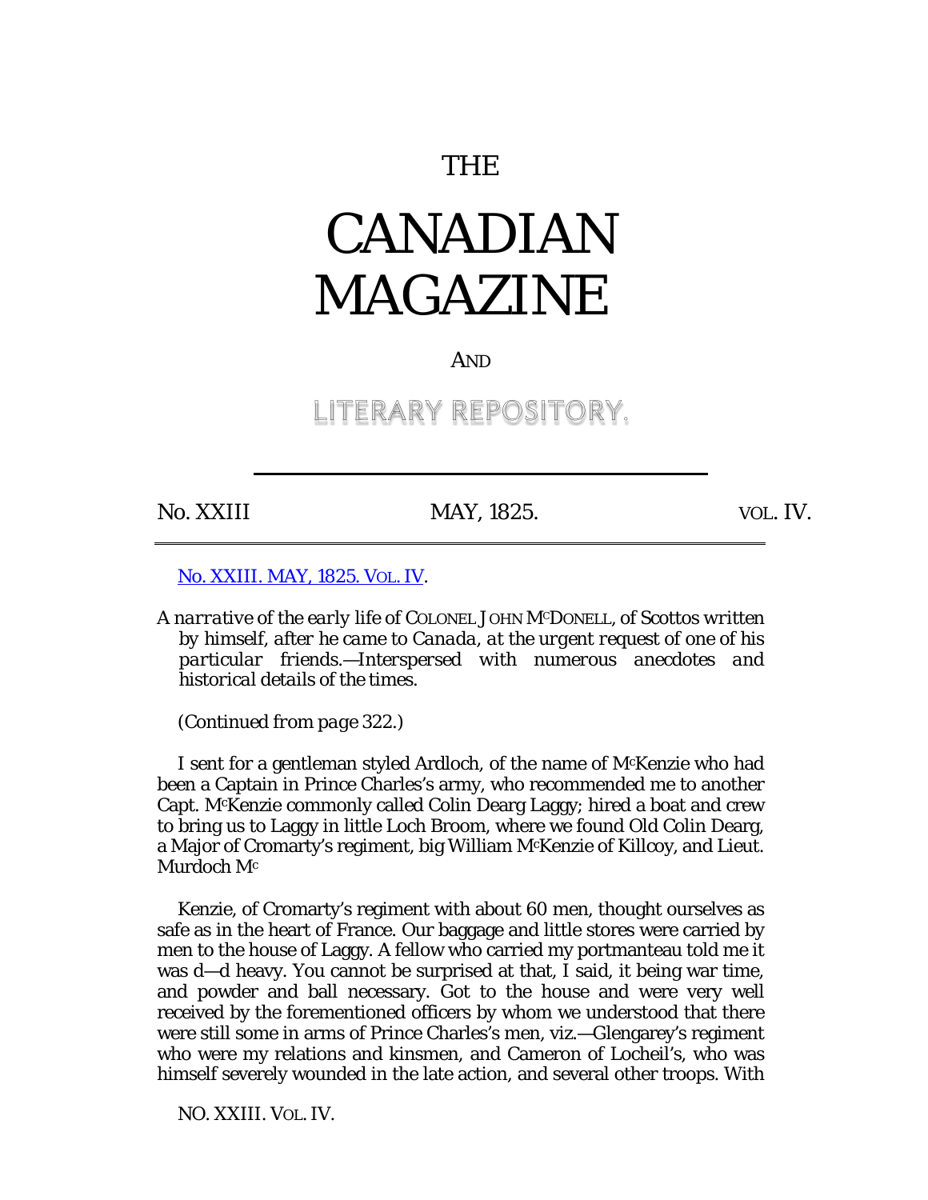# THE

# CANADIAN MAGAZINE

AND

## LITERARY REPOSITORY.

---

No. XXIII MAY, 1825. VOL. IV.

---

No. XXIII. MAY, 1825. VOL. IV.

*A narrative of the early life of* COLONEL JOHN M<sup>C</sup>DONELL, *of Scottos written by himself, after he came to Canada, at the urgent request of one of his particular friends.—Interspersed with numerous anecdotes and historical details of the times.*

*(Continued from page 322.)*

I sent for a gentleman styled Ardloch, of the name of McKenzie who had been a Captain in Prince Charles's army, who recommended me to another Capt. McKenzie commonly called Colin Dearg Laggy; hired a boat and crew to bring us to Laggy in little Loch Broom, where we found Old Colin Dearg, a Major of Cromarty's regiment, big William McKenzie of Killcoy, and Lieut. Murdoch Mc

Kenzie, of Cromarty's regiment with about 60 men, thought ourselves as safe as in the heart of France. Our baggage and little stores were carried by men to the house of Laggy. A fellow who carried my portmanteau told me it was d—d heavy. You cannot be surprised at that, I said, it being war time, and powder and ball necessary. Got to the house and were very well received by the forementioned officers by whom we understood that there were still some in arms of Prince Charles's men, viz.—Glengarey's regiment who were my relations and kinsmen, and Cameron of Locheil's, who was himself severely wounded in the late action, and several other troops. With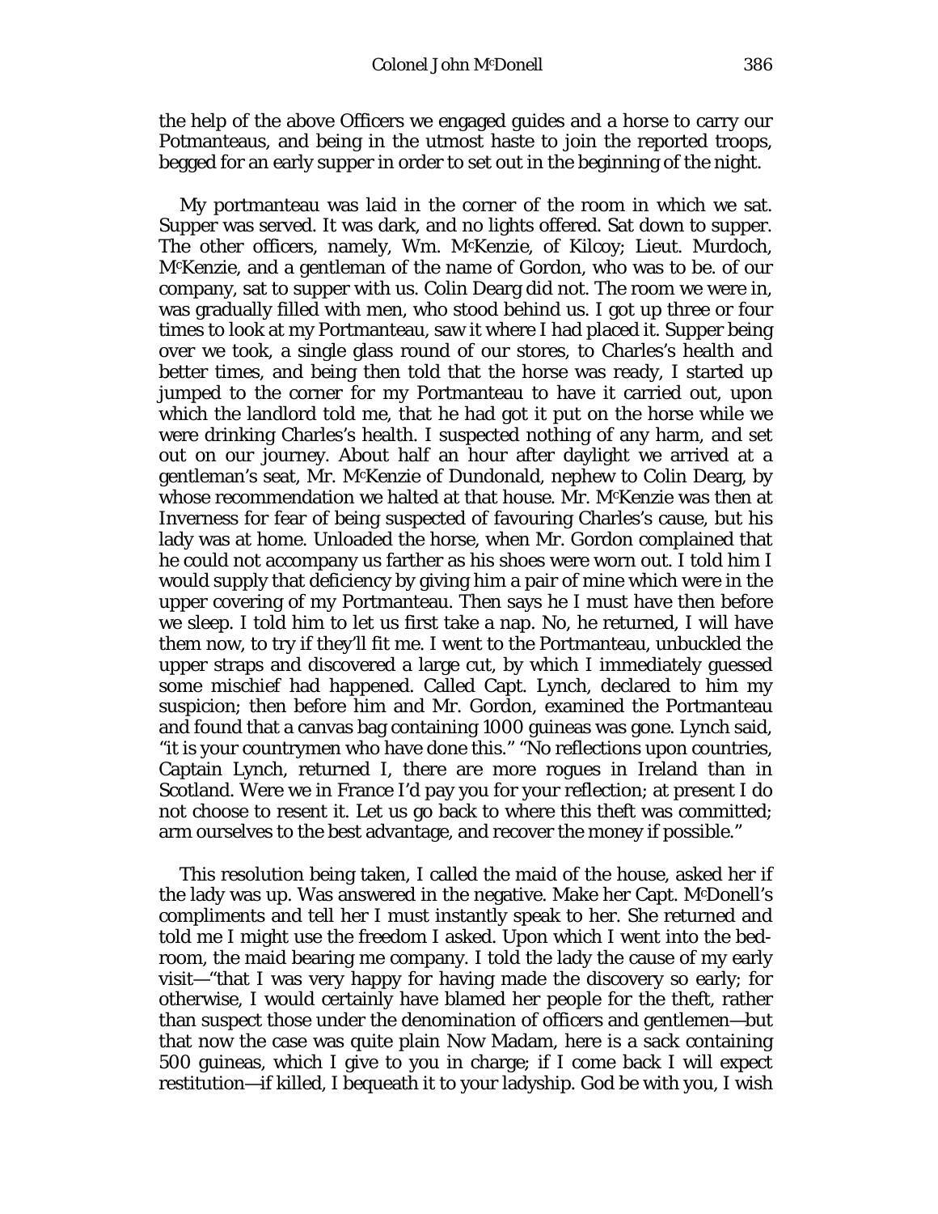the help of the above Officers we engaged guides and a horse to carry our Potmanteaus, and being in the utmost haste to join the reported troops, begged for an early supper in order to set out in the beginning of the night.

My portmanteau was laid in the corner of the room in which we sat. Supper was served. It was dark, and no lights offered. Sat down to supper. The other officers, namely, Wm. McKenzie, of Kilcoy; Lieut. Murdoch, McKenzie, and a gentleman of the name of Gordon, who was to be. of our company, sat to supper with us. Colin Dearg did not. The room we were in, was gradually filled with men, who stood behind us. I got up three or four times to look at my Portmanteau, saw it where I had placed it. Supper being over we took, a single glass round of our stores, to Charles's health and better times, and being then told that the horse was ready, I started up jumped to the corner for my Portmanteau to have it carried out, upon which the landlord told me, that he had got it put on the horse while we were drinking Charles's health. I suspected nothing of any harm, and set out on our journey. About half an hour after daylight we arrived at a gentleman's seat, Mr. McKenzie of Dundonald, nephew to Colin Dearg, by whose recommendation we halted at that house. Mr. McKenzie was then at Inverness for fear of being suspected of favouring Charles's cause, but his lady was at home. Unloaded the horse, when Mr. Gordon complained that he could not accompany us farther as his shoes were worn out. I told him I would supply that deficiency by giving him a pair of mine which were in the upper covering of my Portmanteau. Then says he I must have then before we sleep. I told him to let us first take a nap. No, he returned, I will have them now, to try if they'll fit me. I went to the Portmanteau, unbuckled the upper straps and discovered a large cut, by which I immediately guessed some mischief had happened. Called Capt. Lynch, declared to him my suspicion; then before him and Mr. Gordon, examined the Portmanteau and found that a canvas bag containing 1000 guineas was gone. Lynch said, "it is your countrymen who have done this." "No reflections upon countries, Captain Lynch, returned I, there are more rogues in Ireland than in Scotland. Were we in France I'd pay you for your reflection; at present I do not choose to resent it. Let us go back to where this theft was committed; arm ourselves to the best advantage, and recover the money if possible."

This resolution being taken, I called the maid of the house, asked her if the lady was up. Was answered in the negative. Make her Capt. McDonell's compliments and tell her I must instantly speak to her. She returned and told me I might use the freedom I asked. Upon which I went into the bed-room, the maid bearing me company. I told the lady the cause of my early visit—"that I was very happy for having made the discovery so early; for otherwise, I would certainly have blamed her people for the theft, rather than suspect those under the denomination of officers and gentlemen—but that now the case was quite plain Now Madam, here is a sack containing 500 guineas, which I give to you in charge; if I come back I will expect restitution—if killed, I bequeath it to your ladyship. God be with you, I wish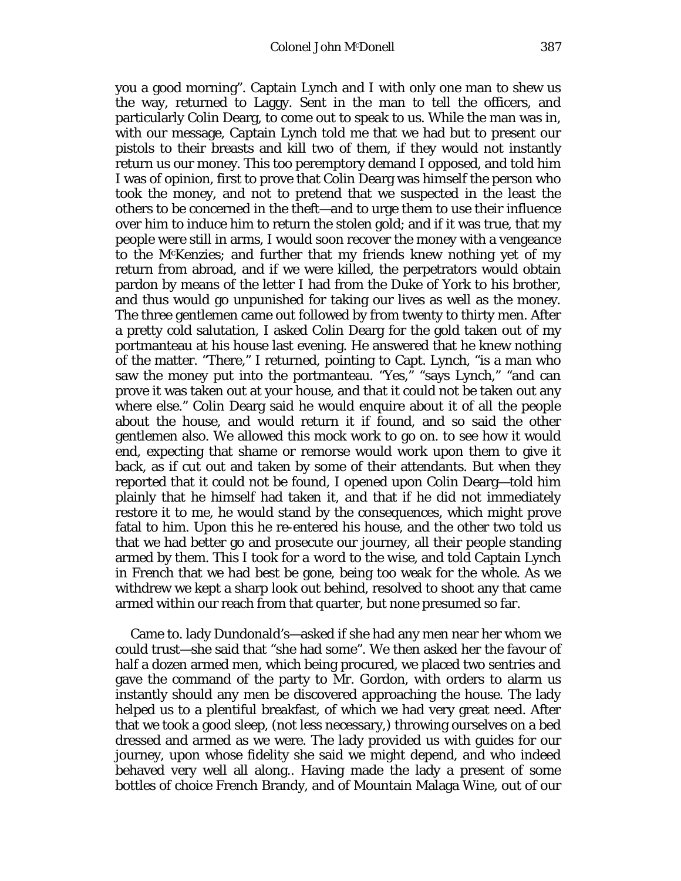you a good morning". Captain Lynch and I with only one man to shew us the way, returned to Laggy. Sent in the man to tell the officers, and particularly Colin Dearg, to come out to speak to us. While the man was in, with our message, Captain Lynch told me that we had but to present our pistols to their breasts and kill two of them, if they would not instantly return us our money. This too peremptory demand I opposed, and told him I was of opinion, first to prove that Colin Dearg was himself the person who took the money, and not to pretend that we suspected in the least the others to be concerned in the theft—and to urge them to use their influence over him to induce him to return the stolen gold; and if it was true, that my people were still in arms, I would soon recover the money with a vengeance to the M^cKenzies; and further that my friends knew nothing yet of my return from abroad, and if we were killed, the perpetrators would obtain pardon by means of the letter I had from the Duke of York to his brother, and thus would go unpunished for taking our lives as well as the money. The three gentlemen came out followed by from twenty to thirty men. After a pretty cold salutation, I asked Colin Dearg for the gold taken out of my portmanteau at his house last evening. He answered that he knew nothing of the matter. "There," I returned, pointing to Capt. Lynch, "is a man who saw the money put into the portmanteau. "Yes," "says Lynch," "and can prove it was taken out at your house, and that it could not be taken out any where else." Colin Dearg said he would enquire about it of all the people about the house, and would return it if found, and so said the other gentlemen also. We allowed this mock work to go on. to see how it would end, expecting that shame or remorse would work upon them to give it back, as if cut out and taken by some of their attendants. But when they reported that it could not be found, I opened upon Colin Dearg—told him plainly that he himself had taken it, and that if he did not immediately restore it to me, he would stand by the consequences, which might prove fatal to him. Upon this he re-entered his house, and the other two told us that we had better go and prosecute our journey, all their people standing armed by them. This I took for a word to the wise, and told Captain Lynch in French that we had best be gone, being too weak for the whole. As we withdrew we kept a sharp look out behind, resolved to shoot any that came armed within our reach from that quarter, but none presumed so far.

Came to. lady Dundonald's—asked if she had any men near her whom we could trust—she said that "she had some". We then asked her the favour of half a dozen armed men, which being procured, we placed two sentries and gave the command of the party to Mr. Gordon, with orders to alarm us instantly should any men be discovered approaching the house. The lady helped us to a plentiful breakfast, of which we had very great need. After that we took a good sleep, (not less necessary,) throwing ourselves on a bed dressed and armed as we were. The lady provided us with guides for our journey, upon whose fidelity she said we might depend, and who indeed behaved very well all along.. Having made the lady a present of some bottles of choice French Brandy, and of Mountain Malaga Wine, out of our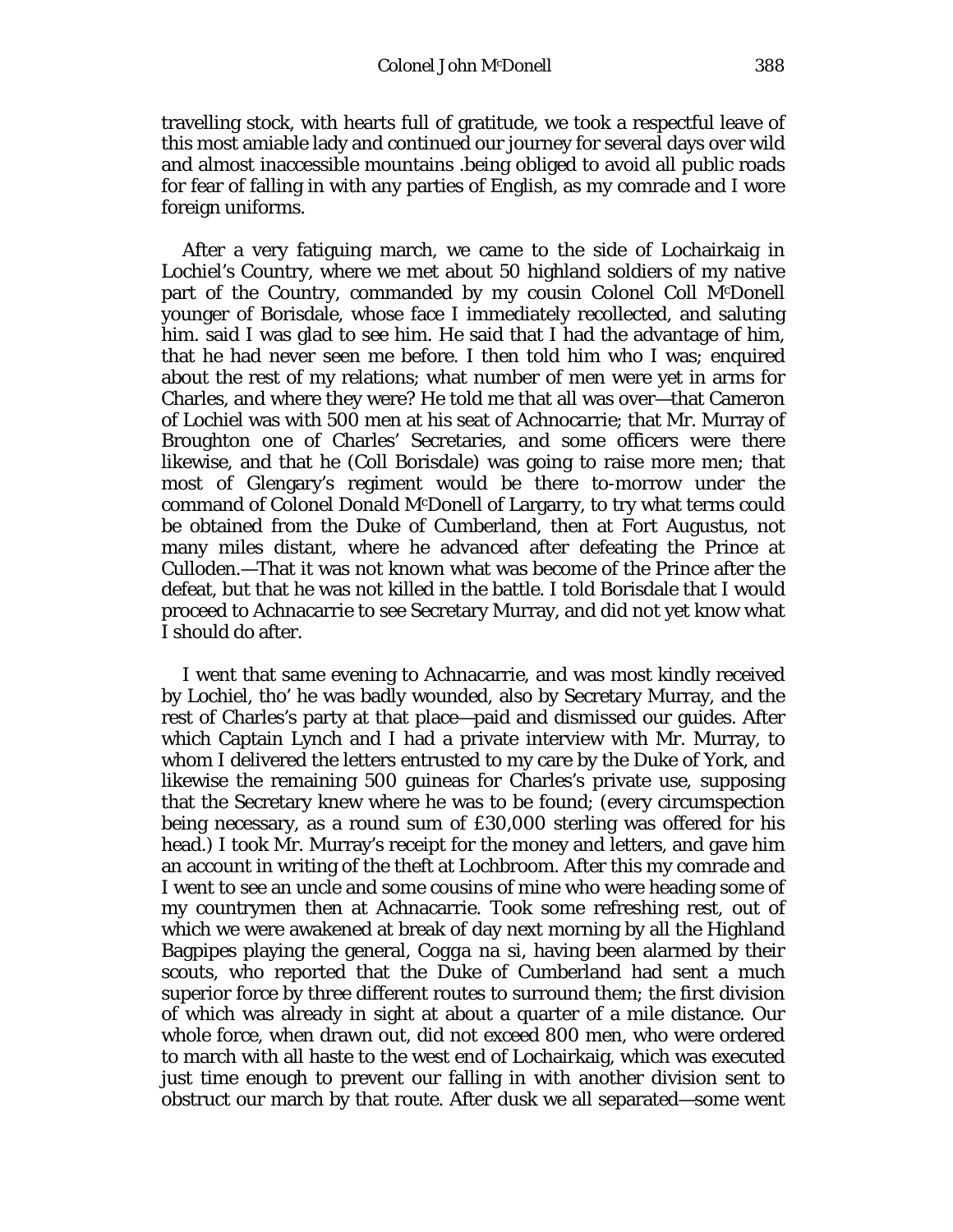travelling stock, with hearts full of gratitude, we took a respectful leave of this most amiable lady and continued our journey for several days over wild and almost inaccessible mountains .being obliged to avoid all public roads for fear of falling in with any parties of English, as my comrade and I wore foreign uniforms.

After a very fatiguing march, we came to the side of Lochairkaig in Lochiel's Country, where we met about 50 highland soldiers of my native part of the Country, commanded by my cousin Colonel Coll McDonell younger of Borisdale, whose face I immediately recollected, and saluting him. said I was glad to see him. He said that I had the advantage of him, that he had never seen me before. I then told him who I was; enquired about the rest of my relations; what number of men were yet in arms for Charles, and where they were? He told me that all was over—that Cameron of Lochiel was with 500 men at his seat of Achnocarrie; that Mr. Murray of Broughton one of Charles' Secretaries, and some officers were there likewise, and that he (Coll Borisdale) was going to raise more men; that most of Glengary's regiment would be there to-morrow under the command of Colonel Donald McDonell of Largarry, to try what terms could be obtained from the Duke of Cumberland, then at Fort Augustus, not many miles distant, where he advanced after defeating the Prince at Culloden.—That it was not known what was become of the Prince after the defeat, but that he was not killed in the battle. I told Borisdale that I would proceed to Achnacarrie to see Secretary Murray, and did not yet know what I should do after.

I went that same evening to Achnacarrie, and was most kindly received by Lochiel, tho' he was badly wounded, also by Secretary Murray, and the rest of Charles's party at that place—paid and dismissed our guides. After which Captain Lynch and I had a private interview with Mr. Murray, to whom I delivered the letters entrusted to my care by the Duke of York, and likewise the remaining 500 guineas for Charles's private use, supposing that the Secretary knew where he was to be found; (every circumspection being necessary, as a round sum of £30,000 sterling was offered for his head.) I took Mr. Murray's receipt for the money and letters, and gave him an account in writing of the theft at Lochbroom. After this my comrade and I went to see an uncle and some cousins of mine who were heading some of my countrymen then at Achnacarrie. Took some refreshing rest, out of which we were awakened at break of day next morning by all the Highland Bagpipes playing the general, Cogga na si, having been alarmed by their scouts, who reported that the Duke of Cumberland had sent a much superior force by three different routes to surround them; the first division of which was already in sight at about a quarter of a mile distance. Our whole force, when drawn out, did not exceed 800 men, who were ordered to march with all haste to the west end of Lochairkaig, which was executed just time enough to prevent our falling in with another division sent to obstruct our march by that route. After dusk we all separated—some went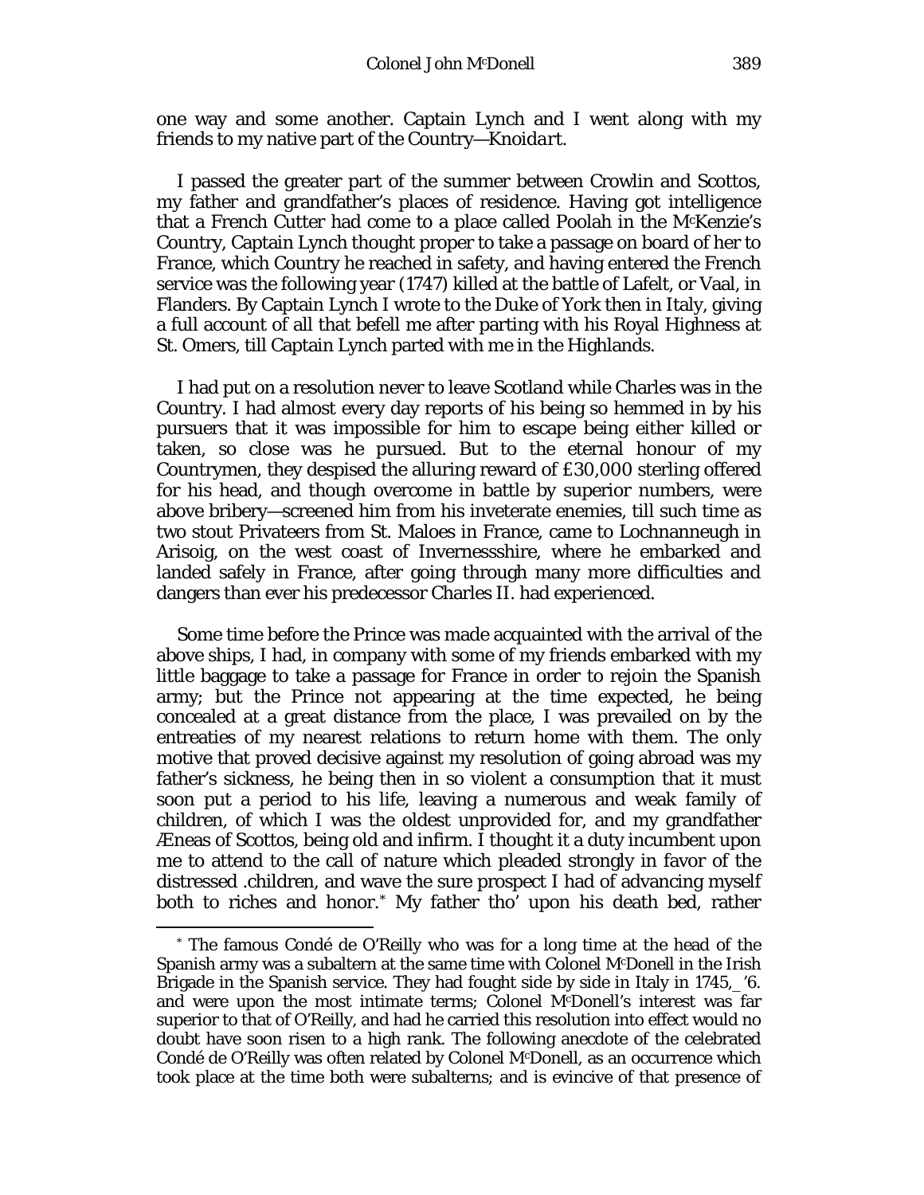one way and some another. Captain Lynch and I went along with my friends to my native part of the Country—*Knoidart*.

I passed the greater part of the summer between Crowlin and Scottos, my father and grandfather's places of residence. Having got intelligence that a French Cutter had come to a place called Poolah in the McKenzie's Country, Captain Lynch thought proper to take a passage on board of her to France, which Country he reached in safety, and having entered the French service was the following year (1747) killed at the battle of Lafelt, or Vaal, in Flanders. By Captain Lynch I wrote to the Duke of York then in Italy, giving a full account of all that befell me after parting with his Royal Highness at St. Omers, till Captain Lynch parted with me in the Highlands.

I had put on a resolution never to leave Scotland while Charles was in the Country. I had almost every day reports of his being so hemmed in by his pursuers that it was impossible for him to escape being either killed or taken, so close was he pursued. But to the eternal honour of my Countrymen, they despised the alluring reward of £30,000 sterling offered for his head, and though overcome in battle by superior numbers, were above bribery—screened him from his inveterate enemies, till such time as two stout Privateers from St. Maloes in France, came to Lochnanneugh in Arisoig, on the west coast of Invernessshire, where he embarked and landed safely in France, after going through many more difficulties and dangers than ever his predecessor Charles II. had experienced.

Some time before the Prince was made acquainted with the arrival of the above ships, I had, in company with some of my friends embarked with my little baggage to take a passage for France in order to rejoin the Spanish army; but the Prince not appearing at the time expected, he being concealed at a great distance from the place, I was prevailed on by the entreaties of my nearest relations to return home with them. The only motive that proved decisive against my resolution of going abroad was my father's sickness, he being then in so violent a consumption that it must soon put a period to his life, leaving a numerous and weak family of children, of which I was the oldest unprovided for, and my grandfather Æneas of Scottos, being old and infirm. I thought it a duty incumbent upon me to attend to the call of nature which pleaded strongly in favor of the distressed .children, and wave the sure prospect I had of advancing myself both to riches and honor.* My father tho' upon his death bed, rather

* The famous Condé de O'Reilly who was for a long time at the head of the Spanish army was a subaltern at the same time with Colonel McDonell in the Irish Brigade in the Spanish service. They had fought side by side in Italy in 1745,_'6. and were upon the most intimate terms; Colonel McDonell's interest was far superior to that of O'Reilly, and had he carried this resolution into effect would no doubt have soon risen to a high rank. The following anecdote of the celebrated Condé de O'Reilly was often related by Colonel McDonell, as an occurrence which took place at the time both were subalterns; and is evincive of that presence of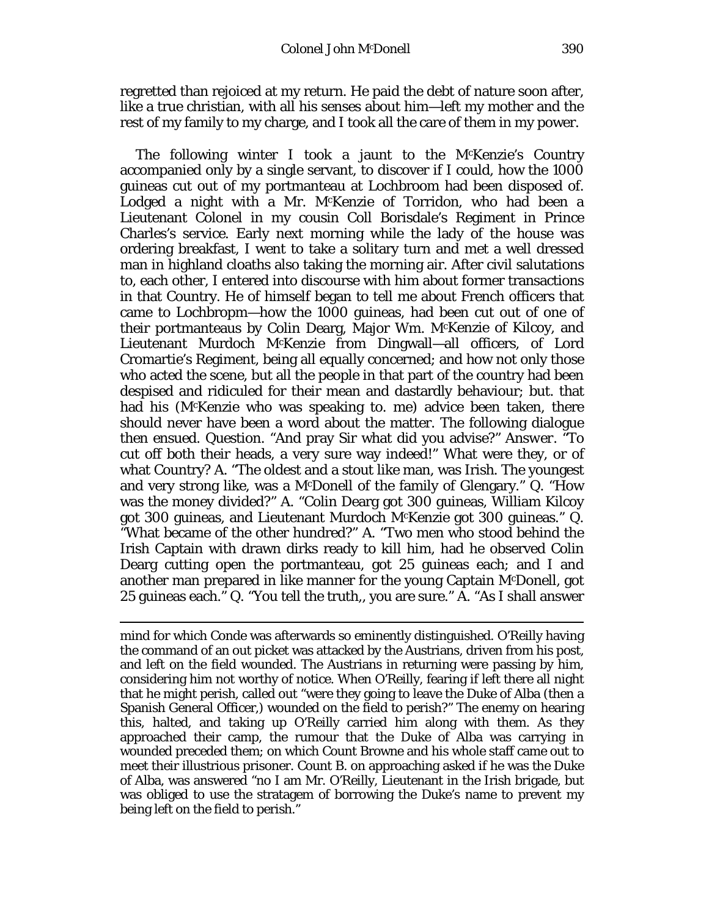regretted than rejoiced at my return. He paid the debt of nature soon after, like a true christian, with all his senses about him—left my mother and the rest of my family to my charge, and I took all the care of them in my power.

The following winter I took a jaunt to the McKenzie's Country accompanied only by a single servant, to discover if I could, how the 1000 guineas cut out of my portmanteau at Lochbroom had been disposed of. Lodged a night with a Mr. McKenzie of Torridon, who had been a Lieutenant Colonel in my cousin Coll Borisdale's Regiment in Prince Charles's service. Early next morning while the lady of the house was ordering breakfast, I went to take a solitary turn and met a well dressed man in highland cloaths also taking the morning air. After civil salutations to, each other, I entered into discourse with him about former transactions in that Country. He of himself began to tell me about French officers that came to Lochbropm—how the 1000 guineas, had been cut out of one of their portmanteaus by Colin Dearg, Major Wm. McKenzie of Kilcoy, and Lieutenant Murdoch McKenzie from Dingwall—all officers, of Lord Cromartie's Regiment, being all equally concerned; and how not only those who acted the scene, but all the people in that part of the country had been despised and ridiculed for their mean and dastardly behaviour; but. that had his (McKenzie who was speaking to. me) advice been taken, there should never have been a word about the matter. The following dialogue then ensued. Question. "And pray Sir what did you advise?" Answer. "To cut off both their heads, a very sure way indeed!" What were they, or of what Country? A. "The oldest and a stout like man, was Irish. The youngest and very strong like, was a McDonell of the family of Glengary." Q. "How was the money divided?" A. "Colin Dearg got 300 guineas, William Kilcoy got 300 guineas, and Lieutenant Murdoch McKenzie got 300 guineas." Q. "What became of the other hundred?" A. "Two men who stood behind the Irish Captain with drawn dirks ready to kill him, had he observed Colin Dearg cutting open the portmanteau, got 25 guineas each; and I and another man prepared in like manner for the young Captain McDonell, got 25 guineas each." Q. "You tell the truth,, you are sure." A. "As I shall answer

---

mind for which Conde was afterwards so eminently distinguished. O'Reilly having the command of an out picket was attacked by the Austrians, driven from his post, and left on the field wounded. The Austrians in returning were passing by him, considering him not worthy of notice. When O'Reilly, fearing if left there all night that he might perish, called out "were they going to leave the Duke of Alba (then a Spanish General Officer,) wounded on the field to perish?" The enemy on hearing this, halted, and taking up O'Reilly carried him along with them. As they approached their camp, the rumour that the Duke of Alba was carrying in wounded preceded them; on which Count Browne and his whole staff came out to meet their illustrious prisoner. Count B. on approaching asked if he was the Duke of Alba, was answered "no I am Mr. O'Reilly, Lieutenant in the Irish brigade, but was obliged to use the stratagem of borrowing the Duke's name to prevent my being left on the field to perish."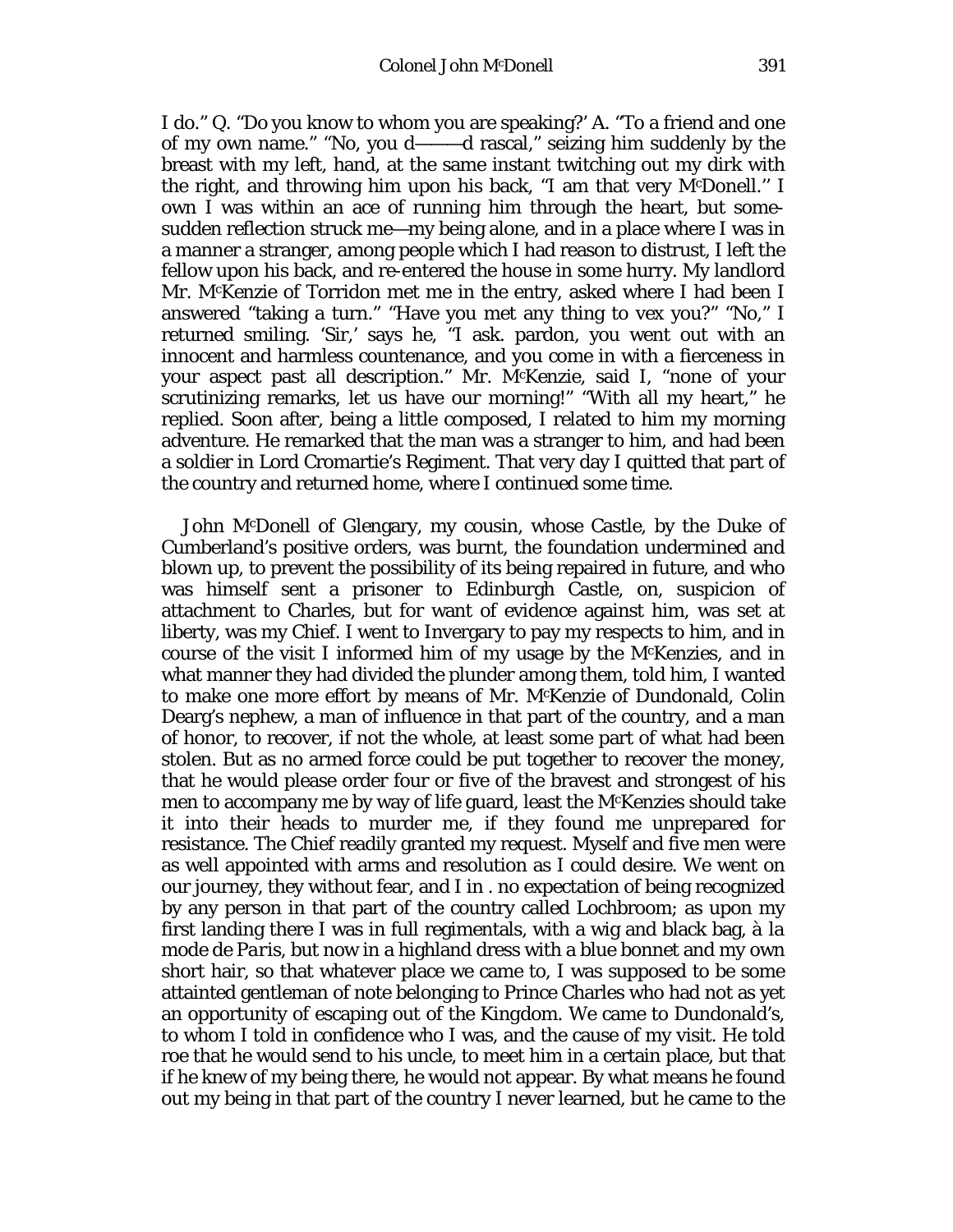I do." Q. "Do you know to whom you are speaking?' A. "To a friend and one of my own name." "No, you d———d rascal," seizing him suddenly by the breast with my left, hand, at the same instant twitching out my dirk with the right, and throwing him upon his back, "I am that very McDonell.'' I own I was within an ace of running him through the heart, but some-sudden reflection struck me—my being alone, and in a place where I was in a manner a stranger, among people which I had reason to distrust, I left the fellow upon his back, and re-entered the house in some hurry. My landlord Mr. McKenzie of Torridon met me in the entry, asked where I had been I answered "taking a turn." "Have you met any thing to vex you?" "No," I returned smiling. 'Sir,' says he, "I ask. pardon, you went out with an innocent and harmless countenance, and you come in with a fierceness in your aspect past all description." Mr. McKenzie, said I, "none of your scrutinizing remarks, let us have our morning!" "With all my heart," he replied. Soon after, being a little composed, I related to him my morning adventure. He remarked that the man was a stranger to him, and had been a soldier in Lord Cromartie's Regiment. That very day I quitted that part of the country and returned home, where I continued some time.

John McDonell of Glengary, my cousin, whose Castle, by the Duke of Cumberland's positive orders, was burnt, the foundation undermined and blown up, to prevent the possibility of its being repaired in future, and who was himself sent a prisoner to Edinburgh Castle, on, suspicion of attachment to Charles, but for want of evidence against him, was set at liberty, was my Chief. I went to Invergary to pay my respects to him, and in course of the visit I informed him of my usage by the McKenzies, and in what manner they had divided the plunder among them, told him, I wanted to make one more effort by means of Mr. McKenzie of Dundonald, Colin Dearg's nephew, a man of influence in that part of the country, and a man of honor, to recover, if not the whole, at least some part of what had been stolen. But as no armed force could be put together to recover the money, that he would please order four or five of the bravest and strongest of his men to accompany me by way of life guard, least the McKenzies should take it into their heads to murder me, if they found me unprepared for resistance. The Chief readily granted my request. Myself and five men were as well appointed with arms and resolution as I could desire. We went on our journey, they without fear, and I in . no expectation of being recognized by any person in that part of the country called Lochbroom; as upon my first landing there I was in full regimentals, with a wig and black bag, *à la mode de Paris*, but now in a highland dress with a blue bonnet and my own short hair, so that whatever place we came to, I was supposed to be some attainted gentleman of note belonging to Prince Charles who had not as yet an opportunity of escaping out of the Kingdom. We came to Dundonald's, to whom I told in confidence who I was, and the cause of my visit. He told roe that he would send to his uncle, to meet him in a certain place, but that if he knew of my being there, he would not appear. By what means he found out my being in that part of the country I never learned, but he came to the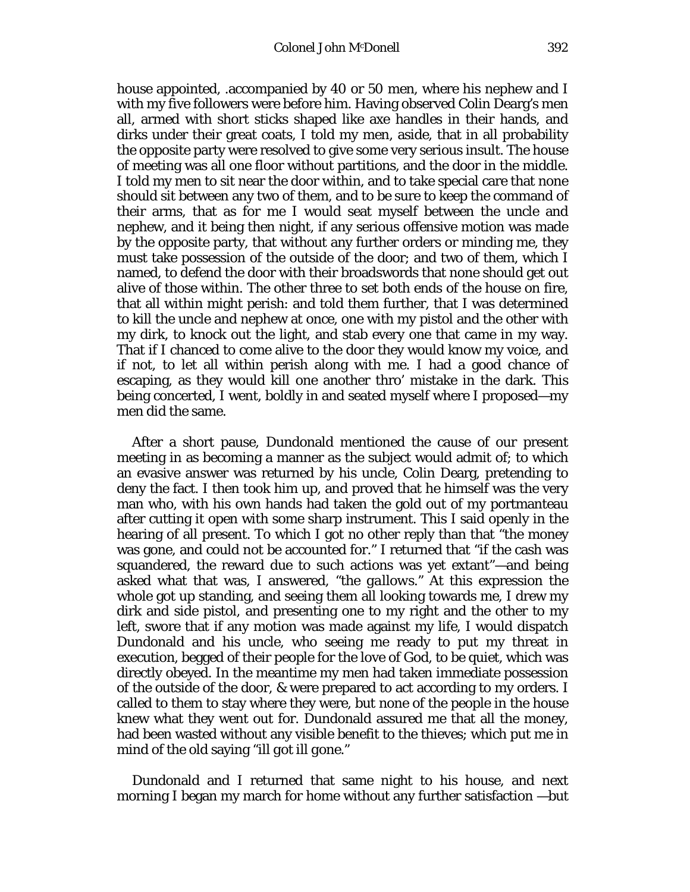house appointed, .accompanied by 40 or 50 men, where his nephew and I with my five followers were before him. Having observed Colin Dearg's men all, armed with short sticks shaped like axe handles in their hands, and dirks under their great coats, I told my men, aside, that in all probability the opposite party were resolved to give some very serious insult. The house of meeting was all one floor without partitions, and the door in the middle. I told my men to sit near the door within, and to take special care that none should sit between any two of them, and to be sure to keep the command of their arms, that as for me I would seat myself between the uncle and nephew, and it being then night, if any serious offensive motion was made by the opposite party, that without any further orders or minding me, they must take possession of the outside of the door; and two of them, which I named, to defend the door with their broadswords that none should get out alive of those within. The other three to set both ends of the house on fire, that all within might perish: and told them further, that I was determined to kill the uncle and nephew at once, one with my pistol and the other with my dirk, to knock out the light, and stab every one that came in my way. That if I chanced to come alive to the door they would know my voice, and if not, to let all within perish along with me. I had a good chance of escaping, as they would kill one another thro' mistake in the dark. This being concerted, I went, boldly in and seated myself where I proposed—my men did the same.

After a short pause, Dundonald mentioned the cause of our present meeting in as becoming a manner as the subject would admit of; to which an evasive answer was returned by his uncle, Colin Dearg, pretending to deny the fact. I then took him up, and proved that he himself was the very man who, with his own hands had taken the gold out of my portmanteau after cutting it open with some sharp instrument. This I said openly in the hearing of all present. To which I got no other reply than that "the money was gone, and could not be accounted for." I returned that "if the cash was squandered, the reward due to such actions was yet extant"—and being asked what that was, I answered, "*the gallows*." At this expression the whole got up standing, and seeing them all looking towards me, I drew my dirk and side pistol, and presenting one to my right and the other to my left, swore that if any motion was made against my life, I would dispatch Dundonald and his uncle, who seeing me ready to put my threat in execution, begged of their people for the love of God, to be quiet, which was directly obeyed. In the meantime my men had taken immediate possession of the outside of the door, & were prepared to act according to my orders. I called to them to stay where they were, but none of the people in the house knew what they went out for. Dundonald assured me that all the money, had been wasted without any visible benefit to the thieves; which put me in mind of the old saying "ill got ill gone."

Dundonald and I returned that same night to his house, and next morning I began my march for home without any further satisfaction —but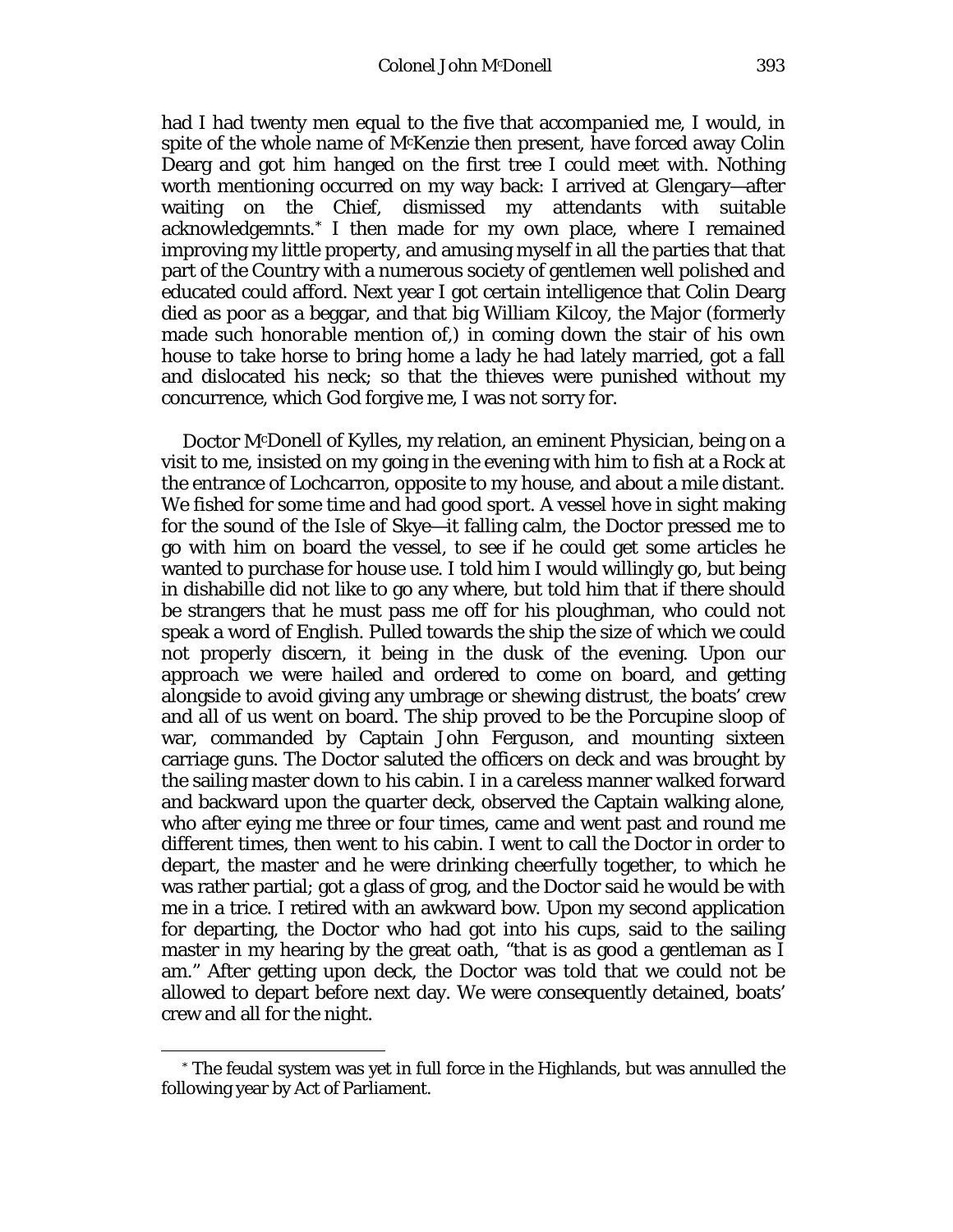had I had twenty men equal to the five that accompanied me, I would, in spite of the whole name of McKenzie then present, have forced away Colin Dearg and got him hanged on the first tree I could meet with. Nothing worth mentioning occurred on my way back: I arrived at Glengary—after waiting on the Chief, dismissed my attendants with suitable acknowledgemnts.* I then made for my own place, where I remained improving my little property, and amusing myself in all the parties that that part of the Country with a numerous society of gentlemen well polished and educated could afford. Next year I got certain intelligence that Colin Dearg died as poor as a beggar, and that big William Kilcoy, the Major (formerly made such *honorable* mention of,) in coming down the stair of his own house to take horse to bring home a lady he had lately married, got a fall and dislocated his neck; so that the thieves were punished without my concurrence, which God forgive me, I was not sorry for.

Doctor McDonell of Kylles, my relation, an eminent Physician, being on a visit to me, insisted on my going in the evening with him to fish at a Rock at the entrance of Lochcarron, opposite to my house, and about a mile distant. We fished for some time and had good sport. A vessel hove in sight making for the sound of the Isle of Skye—it falling calm, the Doctor pressed me to go with him on board the vessel, to see if he could get some articles he wanted to purchase for house use. I told him I would willingly go, but being in dishabille did not like to go any where, but told him that if there should be strangers that he must pass me off for his ploughman, who could not speak a word of English. Pulled towards the ship the size of which we could not properly discern, it being in the dusk of the evening. Upon our approach we were hailed and ordered to come on board, and getting alongside to avoid giving any umbrage or shewing distrust, the boats' crew and all of us went on board. The ship proved to be the Porcupine sloop of war, commanded by Captain John Ferguson, and mounting sixteen carriage guns. The Doctor saluted the officers on deck and was brought by the sailing master down to his cabin. I in a careless manner walked forward and backward upon the quarter deck, observed the Captain walking alone, who after eying me three or four times, came and went past and round me different times, then went to his cabin. I went to call the Doctor in order to depart, the master and he were drinking cheerfully together, to which he was rather partial; got a glass of grog, and the Doctor said he would be with me in a trice. I retired with an awkward bow. Upon my second application for departing, the Doctor who had got into his cups, said to the sailing master in my hearing by the great oath, "that is as good a gentleman as I am." After getting upon deck, the Doctor was told that we could not be allowed to depart before next day. We were consequently detained, boats' crew and all for the night.

* The feudal system was yet in full force in the Highlands, but was annulled the following year by Act of Parliament.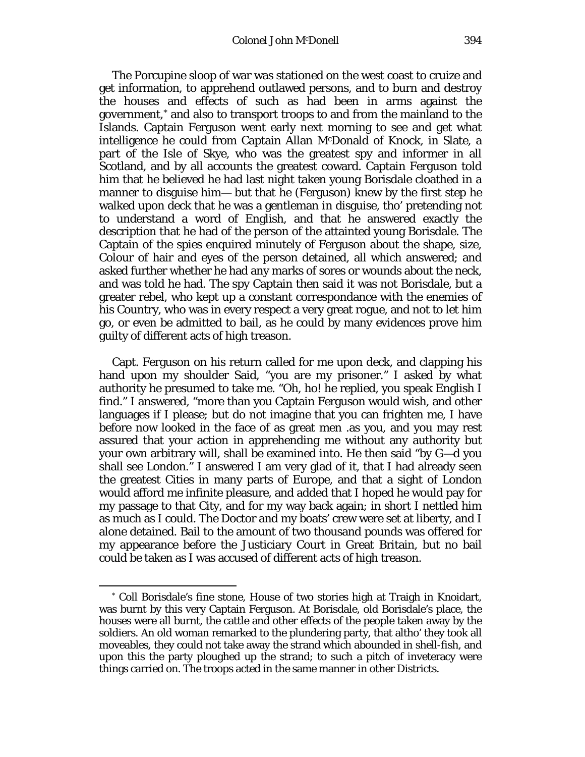The Porcupine sloop of war was stationed on the west coast to cruize and get information, to apprehend outlawed persons, and to burn and destroy the houses and effects of such as had been in arms against the government,* and also to transport troops to and from the mainland to the Islands. Captain Ferguson went early next morning to see and get what intelligence he could from Captain Allan McDonald of Knock, in Slate, a part of the Isle of Skye, who was the greatest spy and informer in all Scotland, and by all accounts the greatest coward. Captain Ferguson told him that he believed he had last night taken young Borisdale cloathed in a manner to disguise him— but that he (Ferguson) knew by the first step he walked upon deck that he was a gentleman in disguise, tho' pretending not to understand a word of English, and that he answered exactly the description that he had of the person of the attainted young Borisdale. The Captain of the spies enquired minutely of Ferguson about the shape, size, Colour of hair and eyes of the person detained, all which answered; and asked further whether he had any marks of sores or wounds about the neck, and was told he had. The spy Captain then said it was not Borisdale, but a greater rebel, who kept up a constant correspondance with the enemies of his Country, who was in every respect a very great rogue, and not to let him go, or even be admitted to bail, as he could by many evidences prove him guilty of different acts of high treason.

Capt. Ferguson on his return called for me upon deck, and clapping his hand upon my shoulder Said, "you are my prisoner." I asked by what authority he presumed to take me. "Oh, ho! he replied, you speak English I find." I answered, "more than you Captain Ferguson would wish, and other languages if I please; but do not imagine that you can frighten me, I have before now looked in the face of as great men .as you, and you may rest assured that your action in apprehending me without any authority but your own arbitrary will, shall be examined into. He then said "by G—d you shall see London." I answered I am very glad of it, that I had already seen the greatest Cities in many parts of Europe, and that a sight of London would afford me infinite pleasure, and added that I hoped he would pay for my passage to that City, and for my way back again; in short I nettled him as much as I could. The Doctor and my boats' crew were set at liberty, and I alone detained. Bail to the amount of two thousand pounds was offered for my appearance before the Justiciary Court in Great Britain, but no bail could be taken as I was accused of different acts of high treason.

---

* Coll Borisdale's fine stone, House of two stories high at Traigh in Knoidart, was burnt by this very Captain Ferguson. At Borisdale, old Borisdale's place, the houses were all burnt, the cattle and other effects of the people taken away by the soldiers. An old woman remarked to the plundering party, that altho' they took all moveables, they could not take away the strand which abounded in shell-fish, and upon this the party ploughed up the strand; to such a pitch of inveteracy were things carried on. The troops acted in the same manner in other Districts.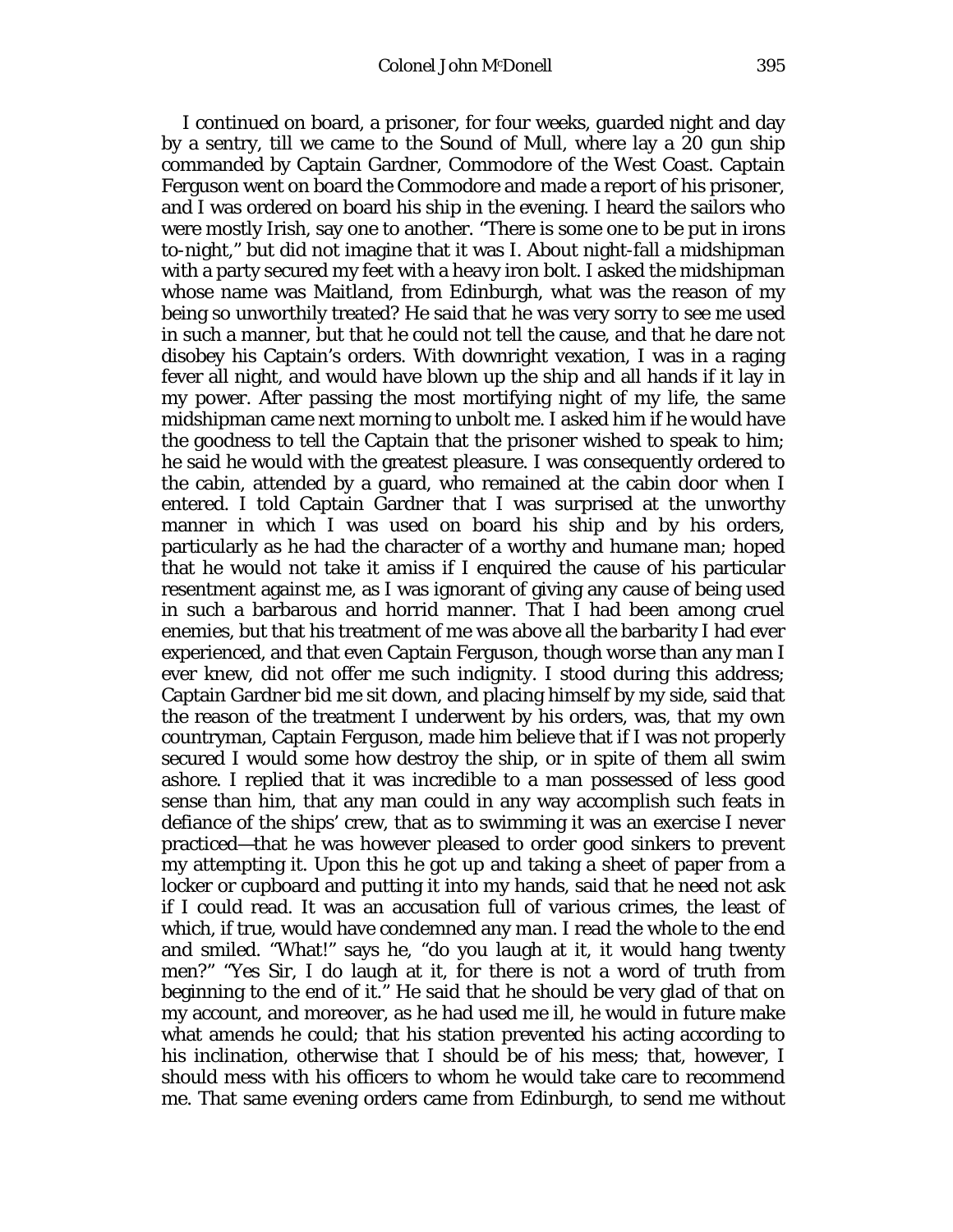I continued on board, a prisoner, for four weeks, guarded night and day by a sentry, till we came to the Sound of Mull, where lay a 20 gun ship commanded by Captain Gardner, Commodore of the West Coast. Captain Ferguson went on board the Commodore and made a report of his prisoner, and I was ordered on board his ship in the evening. I heard the sailors who were mostly Irish, say one to another. "There is some one to be put in irons to-night," but did not imagine that it was I. About night-fall a midshipman with a party secured my feet with a heavy iron bolt. I asked the midshipman whose name was Maitland, from Edinburgh, what was the reason of my being so unworthily treated? He said that he was very sorry to see me used in such a manner, but that he could not tell the cause, and that he dare not disobey his Captain's orders. With downright vexation, I was in a raging fever all night, and would have blown up the ship and all hands if it lay in my power. After passing the most mortifying night of my life, the same midshipman came next morning to unbolt me. I asked him if he would have the goodness to tell the Captain that the prisoner wished to speak to him; he said he would with the greatest pleasure. I was consequently ordered to the cabin, attended by a guard, who remained at the cabin door when I entered. I told Captain Gardner that I was surprised at the unworthy manner in which I was used on board his ship and by his orders, particularly as he had the character of a worthy and humane man; hoped that he would not take it amiss if I enquired the cause of his particular resentment against me, as I was ignorant of giving any cause of being used in such a barbarous and horrid manner. That I had been among cruel enemies, but that his treatment of me was above all the barbarity I had ever experienced, and that even Captain Ferguson, though worse than any man I ever knew, did not offer me such indignity. I stood during this address; Captain Gardner bid me sit down, and placing himself by my side, said that the reason of the treatment I underwent by his orders, was, that my own countryman, Captain Ferguson, made him believe that if I was not properly secured I would some how destroy the ship, or in spite of them all swim ashore. I replied that it was incredible to a man possessed of less good sense than him, that any man could in any way accomplish such feats in defiance of the ships' crew, that as to swimming it was an exercise I never practiced—that he was however pleased to order good sinkers to prevent my attempting it. Upon this he got up and taking a sheet of paper from a locker or cupboard and putting it into my hands, said that he need not ask if I could read. It was an accusation full of various crimes, the least of which, if true, would have condemned any man. I read the whole to the end and smiled. "What!" says he, "do you laugh at it, it would hang twenty men?" "Yes Sir, I do laugh at it, for there is not a word of truth from beginning to the end of it." He said that he should be very glad of that on my account, and moreover, as he had used me ill, he would in future make what amends he could; that his station prevented his acting according to his inclination, otherwise that I should be of his mess; that, however, I should mess with his officers to whom he would take care to recommend me. That same evening orders came from Edinburgh, to send me without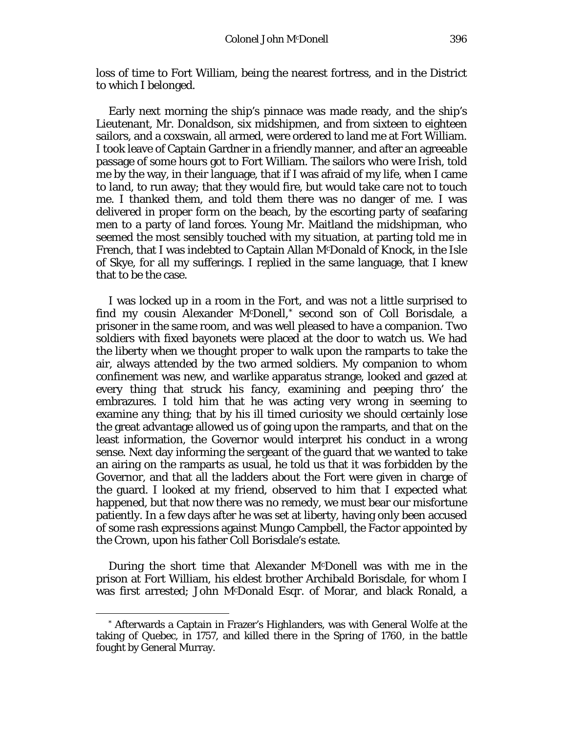loss of time to Fort William, being the nearest fortress, and in the District to which I belonged.

Early next morning the ship's pinnace was made ready, and the ship's Lieutenant, Mr. Donaldson, six midshipmen, and from sixteen to eighteen sailors, and a coxswain, all armed, were ordered to land me at Fort William. I took leave of Captain Gardner in a friendly manner, and after an agreeable passage of some hours got to Fort William. The sailors who were Irish, told me by the way, in their language, that if I was afraid of my life, when I came to land, to run away; that they would fire, but would take care not to touch me. I thanked them, and told them there was no danger of me. I was delivered in proper form on the beach, by the escorting party of seafaring men to a party of land forces. Young Mr. Maitland the midshipman, who seemed the most sensibly touched with my situation, at parting told me in French, that I was indebted to Captain Allan McDonald of Knock, in the Isle of Skye, for all my sufferings. I replied in the same language, that I knew that to be the case.

I was locked up in a room in the Fort, and was not a little surprised to find my cousin Alexander McDonell,* second son of Coll Borisdale, a prisoner in the same room, and was well pleased to have a companion. Two soldiers with fixed bayonets were placed at the door to watch us. We had the liberty when we thought proper to walk upon the ramparts to take the air, always attended by the two armed soldiers. My companion to whom confinement was new, and warlike apparatus strange, looked and gazed at every thing that struck his fancy, examining and peeping thro' the embrazures. I told him that he was acting very wrong in seeming to examine any thing; that by his ill timed curiosity we should certainly lose the great advantage allowed us of going upon the ramparts, and that on the least information, the Governor would interpret his conduct in a wrong sense. Next day informing the sergeant of the guard that we wanted to take an airing on the ramparts as usual, he told us that it was forbidden by the Governor, and that all the ladders about the Fort were given in charge of the guard. I looked at my friend, observed to him that I expected what happened, but that now there was no remedy, we must bear our misfortune patiently. In a few days after he was set at liberty, having only been accused of some rash expressions against Mungo Campbell, the Factor appointed by the Crown, upon his father Coll Borisdale's estate.

During the short time that Alexander McDonell was with me in the prison at Fort William, his eldest brother Archibald Borisdale, for whom I was first arrested; John McDonald Esqr. of Morar, and black Ronald, a

* Afterwards a Captain in Frazer's Highlanders, was with General Wolfe at the taking of Quebec, in 1757, and killed there in the Spring of 1760, in the battle fought by General Murray.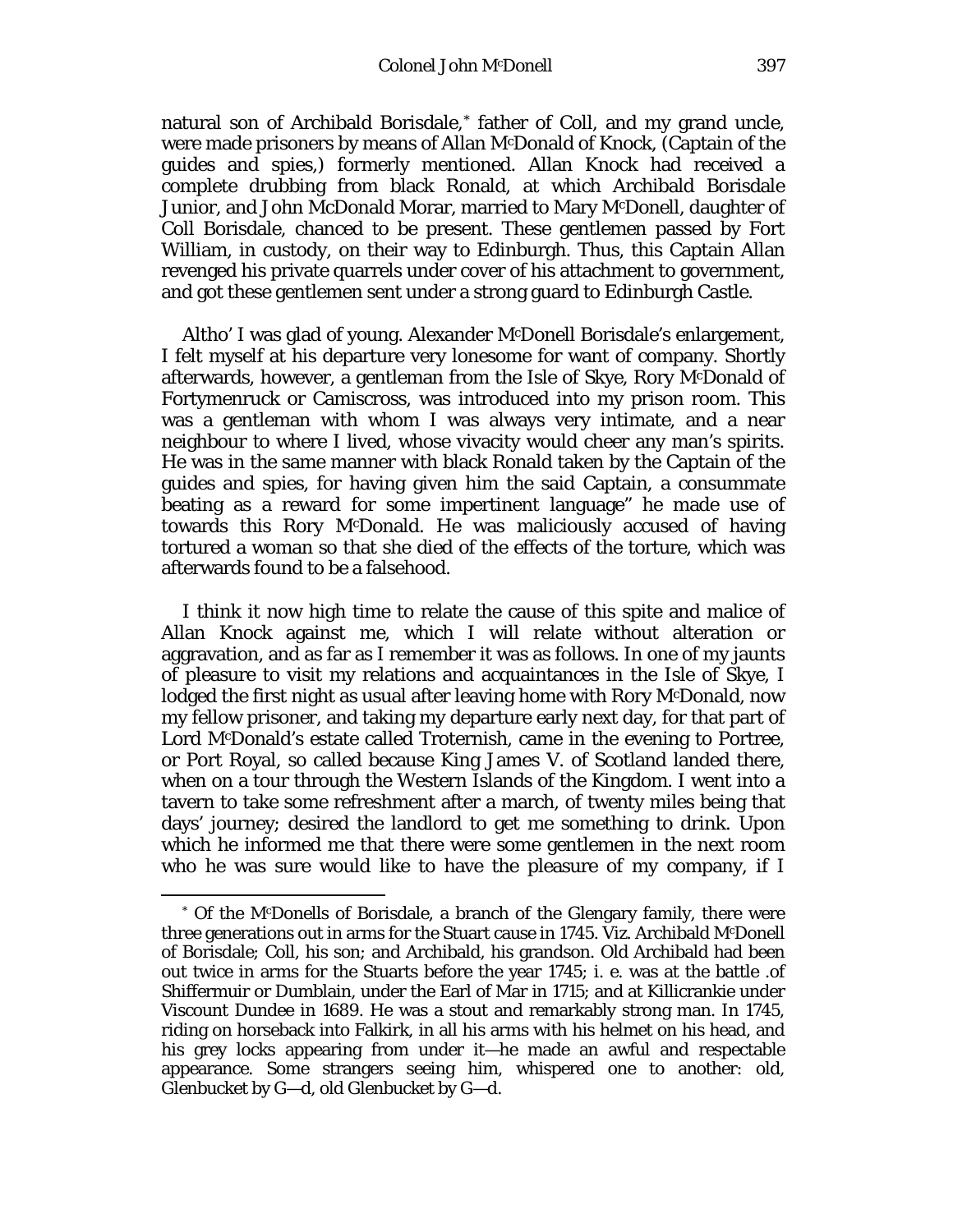natural son of Archibald Borisdale,* father of Coll, and my grand uncle, were made prisoners by means of Allan McDonald of Knock, (Captain of the guides and spies,) formerly mentioned. Allan Knock had received a complete drubbing from black Ronald, at which Archibald Borisdale Junior, and John McDonald Morar, married to Mary McDonell, daughter of Coll Borisdale, chanced to be present. These gentlemen passed by Fort William, in custody, on their way to Edinburgh. Thus, this Captain Allan revenged his private quarrels under cover of his attachment to government, and got these gentlemen sent under a strong guard to Edinburgh Castle.

Altho' I was glad of young. Alexander McDonell Borisdale's enlargement, I felt myself at his departure very lonesome for want of company. Shortly afterwards, however, a gentleman from the Isle of Skye, Rory McDonald of Fortymenruck or Camiscross, was introduced into my prison room. This was a gentleman with whom I was always very intimate, and a near neighbour to where I lived, whose vivacity would cheer any man's spirits. He was in the same manner with black Ronald taken by the Captain of the guides and spies, for having given him the said Captain, a consummate beating as a reward for some impertinent language" he made use of towards this Rory McDonald. He was maliciously accused of having tortured a woman so that she died of the effects of the torture, which was afterwards found to be a falsehood.

I think it now high time to relate the cause of this spite and malice of Allan Knock against me, which I will relate without alteration or aggravation, and as far as I remember it was as follows. In one of my jaunts of pleasure to visit my relations and acquaintances in the Isle of Skye, I lodged the first night as usual after leaving home with Rory McDonald, now my fellow prisoner, and taking my departure early next day, for that part of Lord McDonald's estate called Troternish, came in the evening to Portree, or Port Royal, so called because King James V. of Scotland landed there, when on a tour through the Western Islands of the Kingdom. I went into a tavern to take some refreshment after a march, of twenty miles being that days' journey; desired the landlord to get me something to drink. Upon which he informed me that there were some gentlemen in the next room who he was sure would like to have the pleasure of my company, if I

* Of the McDonells of Borisdale, a branch of the Glengary family, there were three generations out in arms for the Stuart cause in 1745. Viz. Archibald McDonell of Borisdale; Coll, his son; and Archibald, his grandson. Old Archibald had been out twice in arms for the Stuarts before the year 1745; i. e. was at the battle .of Shiffermuir or Dumblain, under the Earl of Mar in 1715; and at Killicrankie under Viscount Dundee in 1689. He was a stout and remarkably strong man. In 1745, riding on horseback into Falkirk, in all his arms with his helmet on his head, and his grey locks appearing from under it—he made an awful and respectable appearance. Some strangers seeing him, whispered one to another: old, Glenbucket by G—d, old Glenbucket by G—d.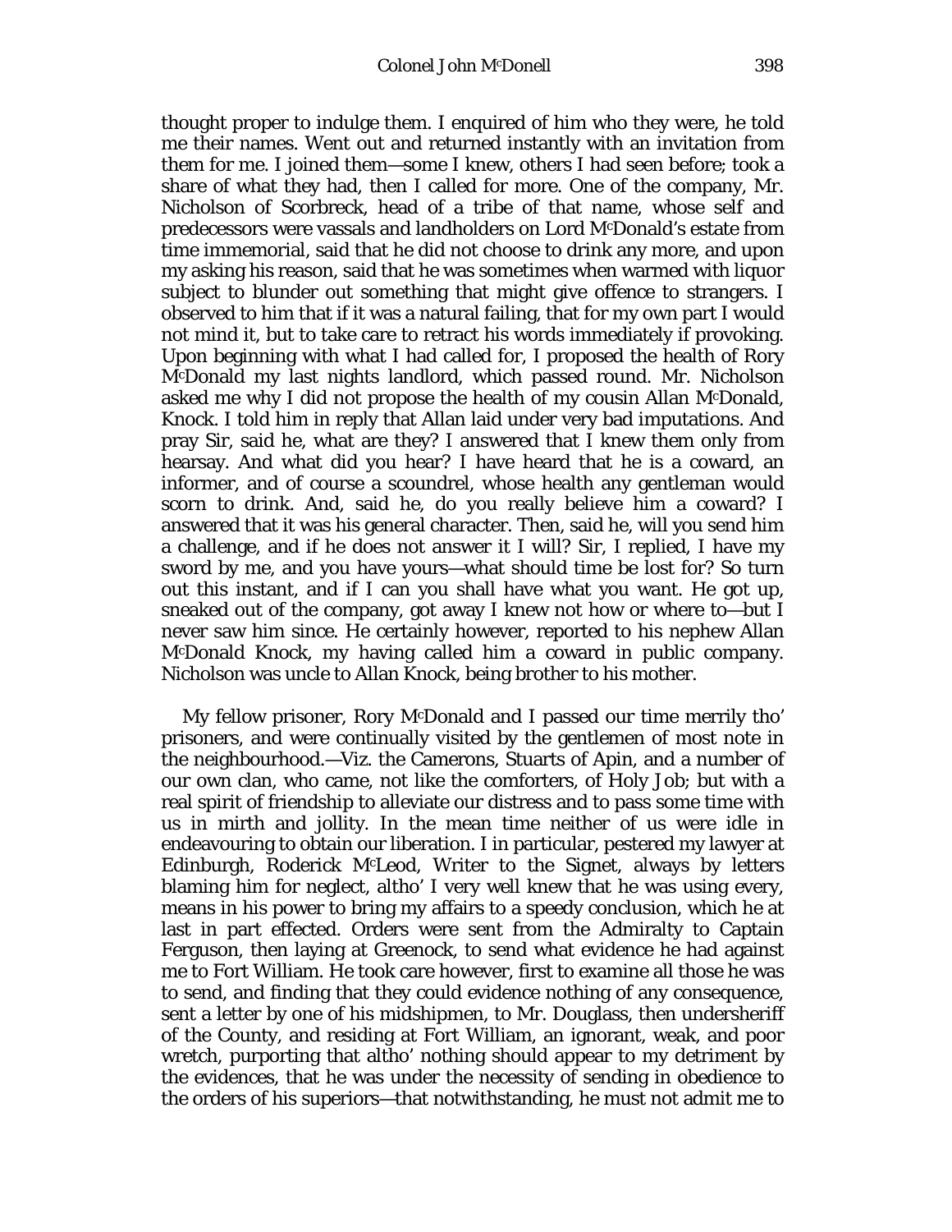thought proper to indulge them. I enquired of him who they were, he told me their names. Went out and returned instantly with an invitation from them for me. I joined them—some I knew, others I had seen before; took a share of what they had, then I called for more. One of the company, Mr. Nicholson of Scorbreck, head of a tribe of that name, whose self and predecessors were vassals and landholders on Lord McDonald's estate from time immemorial, said that he did not choose to drink any more, and upon my asking his reason, said that he was sometimes when warmed with liquor subject to blunder out something that might give offence to strangers. I observed to him that if it was a natural failing, that for my own part I would not mind it, but to take care to retract his words immediately if provoking. Upon beginning with what I had called for, I proposed the health of Rory McDonald my last nights landlord, which passed round. Mr. Nicholson asked me why I did not propose the health of my cousin Allan McDonald, Knock. I told him in reply that Allan laid under very bad imputations. And pray Sir, said he, what are they? I answered that I knew them only from hearsay. And what did you hear? I have heard that he is a coward, an informer, and of course a scoundrel, whose health any gentleman would scorn to drink. And, said he, do you really believe him a coward? I answered that it was his general character. Then, said he, will you send him a challenge, and if he does not answer it I will? Sir, I replied, I have my sword by me, and you have yours—what should time be lost for? So turn out this instant, and if I can you shall have what you want. He got up, sneaked out of the company, got away I knew not how or where to—but I never saw him since. He certainly however, reported to his nephew Allan McDonald Knock, my having called him a coward in public company. Nicholson was uncle to Allan Knock, being brother to his mother.

My fellow prisoner, Rory McDonald and I passed our time merrily tho' prisoners, and were continually visited by the gentlemen of most note in the neighbourhood.—Viz. the Camerons, Stuarts of Apin, and a number of our own clan, who came, not like the comforters, of Holy Job; but with a real spirit of friendship to alleviate our distress and to pass some time with us in mirth and jollity. In the mean time neither of us were idle in endeavouring to obtain our liberation. I in particular, pestered my lawyer at Edinburgh, Roderick McLeod, Writer to the Signet, always by letters blaming him for neglect, altho' I very well knew that he was using every, means in his power to bring my affairs to a speedy conclusion, which he at last in part effected. Orders were sent from the Admiralty to Captain Ferguson, then laying at Greenock, to send what evidence he had against me to Fort William. He took care however, first to examine all those he was to send, and finding that they could evidence nothing of any consequence, sent a letter by one of his midshipmen, to Mr. Douglass, then undersheriff of the County, and residing at Fort William, an ignorant, weak, and poor wretch, purporting that altho' nothing should appear to my detriment by the evidences, that he was under the necessity of sending in obedience to the orders of his superiors—that notwithstanding, he must not admit me to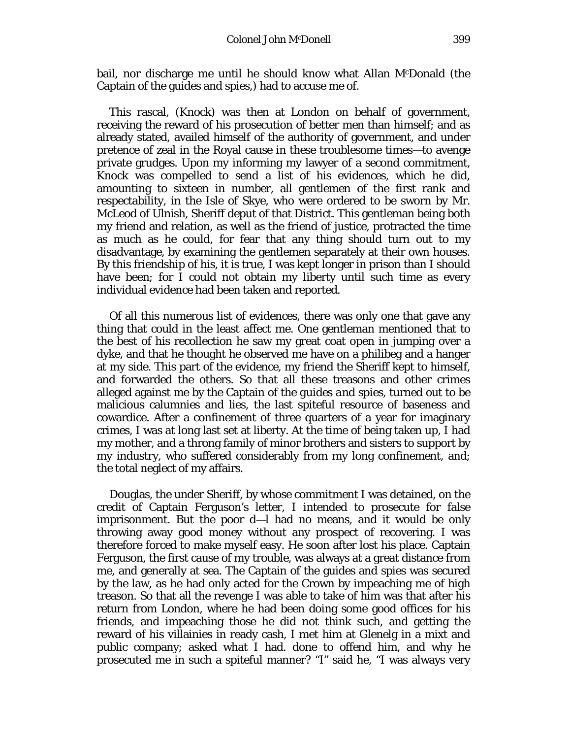bail, nor discharge me until he should know what Allan McDonald (the Captain of the guides and spies,) had to accuse me of.

This rascal, (Knock) was then at London on behalf of government, receiving the reward of his prosecution of better men than himself; and as already stated, availed himself of the authority of government, and under pretence of zeal in the Royal cause in these troublesome times—to avenge private grudges. Upon my informing my lawyer of a second commitment, Knock was compelled to send a list of his evidences, which he did, amounting to sixteen in number, all gentlemen of the first rank and respectability, in the Isle of Skye, who were ordered to be sworn by Mr. McLeod of Ulnish, Sheriff deput of that District. This gentleman being both my friend and relation, as well as the friend of justice, protracted the time as much as he could, for fear that any thing should turn out to my disadvantage, by examining the gentlemen separately at their own houses. By this friendship of his, it is true, I was kept longer in prison than I should have been; for I could not obtain my liberty until such time as every individual evidence had been taken and reported.

Of all this numerous list of evidences, there was only one that gave any thing that could in the least affect me. One gentleman mentioned that to the best of his recollection he saw my great coat open in jumping over a dyke, and that he thought he observed me have on a philibeg and a hanger at my side. This part of the evidence, my friend the Sheriff kept to himself, and forwarded the others. So that all these treasons and other crimes alleged against me by the Captain of the guides and spies, turned out to be malicious calumnies and lies, the last spiteful resource of baseness and cowardice. After a confinement of three quarters of a year for imaginary crimes, I was at long last set at liberty. At the time of being taken up, I had my mother, and a throng family of minor brothers and sisters to support by my industry, who suffered considerably from my long confinement, and; the total neglect of my affairs.

Douglas, the under Sheriff, by whose commitment I was detained, on the credit of Captain Ferguson's letter, I intended to prosecute for false imprisonment. But the poor d—l had no means, and it would be only throwing away good money without any prospect of recovering. I was therefore forced to make myself easy. He soon after lost his place. Captain Ferguson, the first cause of my trouble, was always at a great distance from me, and generally at sea. The Captain of the guides and spies was secured by the law, as he had only acted for the Crown by impeaching me of high treason. So that all the revenge I was able to take of him was that after his return from London, where he had been doing some good offices for his friends, and impeaching those he did not think such, and getting the reward of his villainies in ready cash, I met him at Glenelg in a mixt and public company; asked what I had. done to offend him, and why he prosecuted me in such a spiteful manner? "I" said he, "I was always very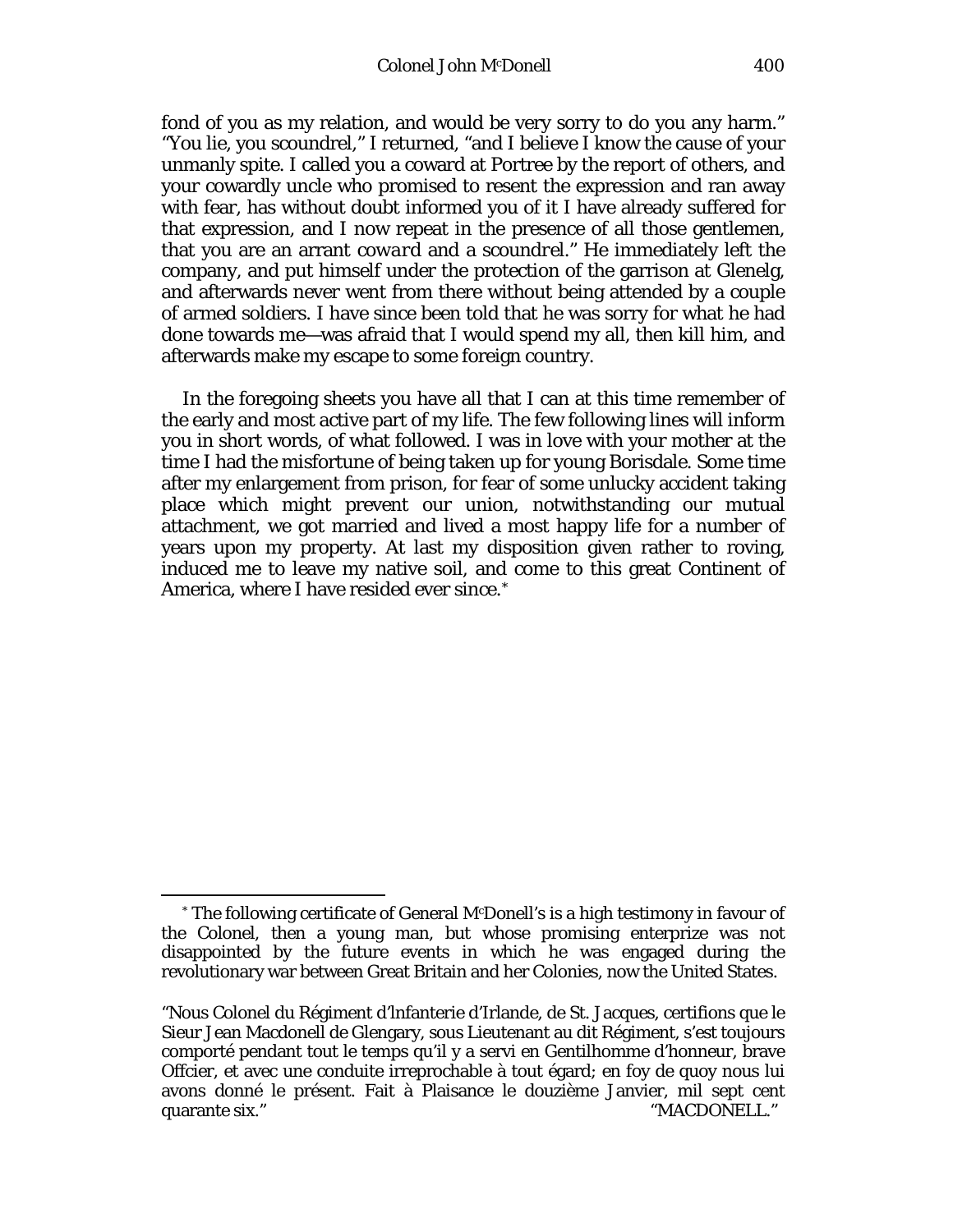fond of you as my relation, and would be very sorry to do you any harm." "You lie, you scoundrel," I returned, "and I believe I know the cause of your unmanly spite. I called you a coward at Portree by the report of others, and your cowardly uncle who promised to resent the expression and ran away with fear, has without doubt informed you of it I have already suffered for that expression, and I now repeat in the presence of all those gentlemen, that you are an arrant *coward* and a *scoundrel*." He immediately left the company, and put himself under the protection of the garrison at Glenelg, and afterwards never went from there without being attended by a couple of armed soldiers. I have since been told that he was sorry for what he had done towards me—was afraid that I would spend my all, then kill him, and afterwards make my escape to some foreign country.

In the foregoing sheets you have all that I can at this time remember of the early and most active part of my life. The few following lines will inform you in short words, of what followed. I was in love with your mother at the time I had the misfortune of being taken up for young Borisdale. Some time after my enlargement from prison, for fear of some unlucky accident taking place which might prevent our union, notwithstanding our mutual attachment, we got married and lived a most happy life for a number of years upon my property. At last my disposition given rather to roving, induced me to leave my native soil, and come to this great Continent of America, where I have resided ever since.*

---

* The following certificate of General McDonell's is a high testimony in favour of the Colonel, then a young man, but whose promising enterprize was not disappointed by the future events in which he was engaged during the revolutionary war between Great Britain and her Colonies, now the United States.

"Nous Colonel du Régiment d'lnfanterie d'Irlande, de St. Jacques, certifions que le Sieur Jean Macdonell de Glengary, sous Lieutenant au dit Régiment, s'est toujours comporté pendant tout le temps qu'il y a servi en Gentilhomme d'honneur, brave Offcier, et avec une conduite irreprochable à tout égard; en foy de quoy nous lui avons donné le présent. Fait à Plaisance le douzième Janvier, mil sept cent quarante six." "MACDONELL."